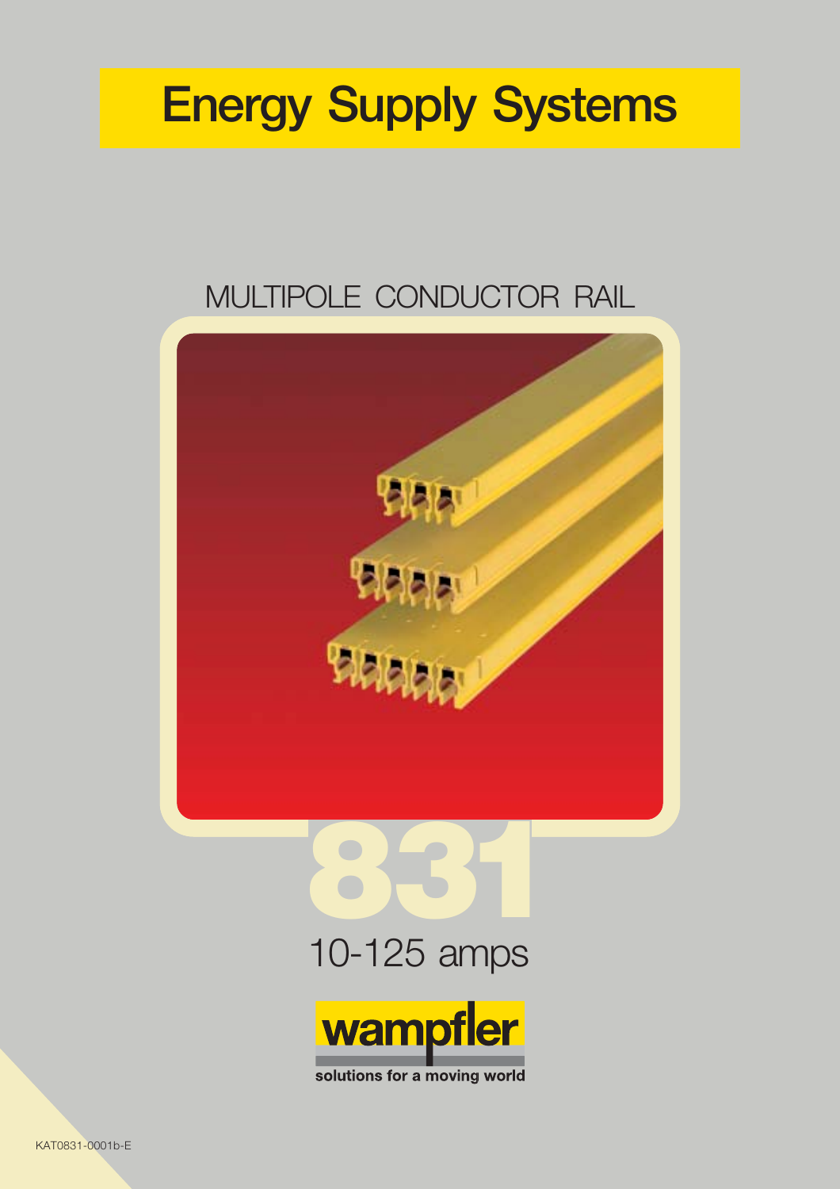# Energy Supply Systems

## MULTIPOLE CONDUCTOR RAIL

# 831

10-125 amps

wampfler

solutions for a moving world

KAT0831-0001b-E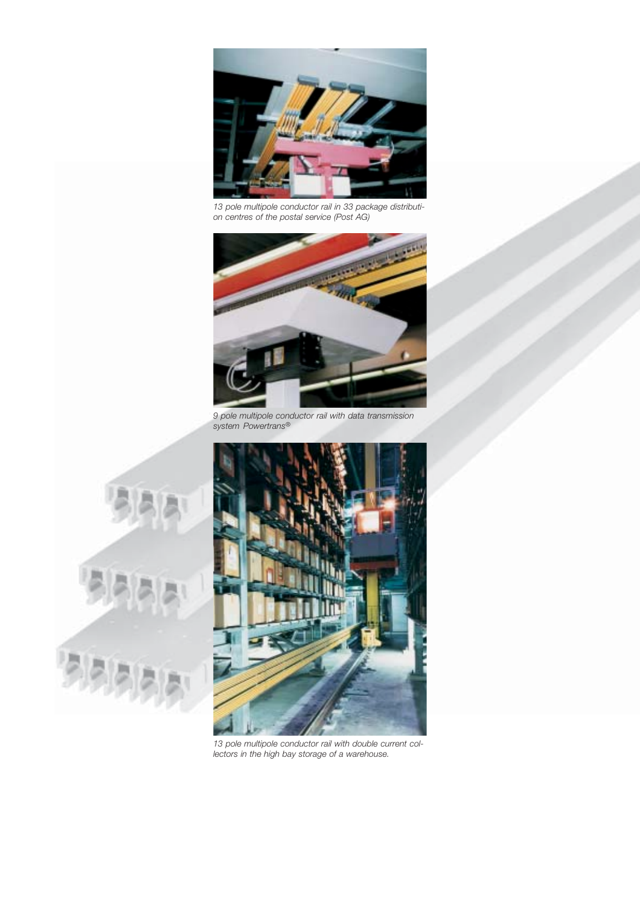13 pole multipole conductor rail in 33 package distribution centres of the postal service (Post AG)

9 pole multipole conductor rail with data transmission system Powertrans®

13 pole multipole conductor rail with double current collectors in the high bay storage of a warehouse.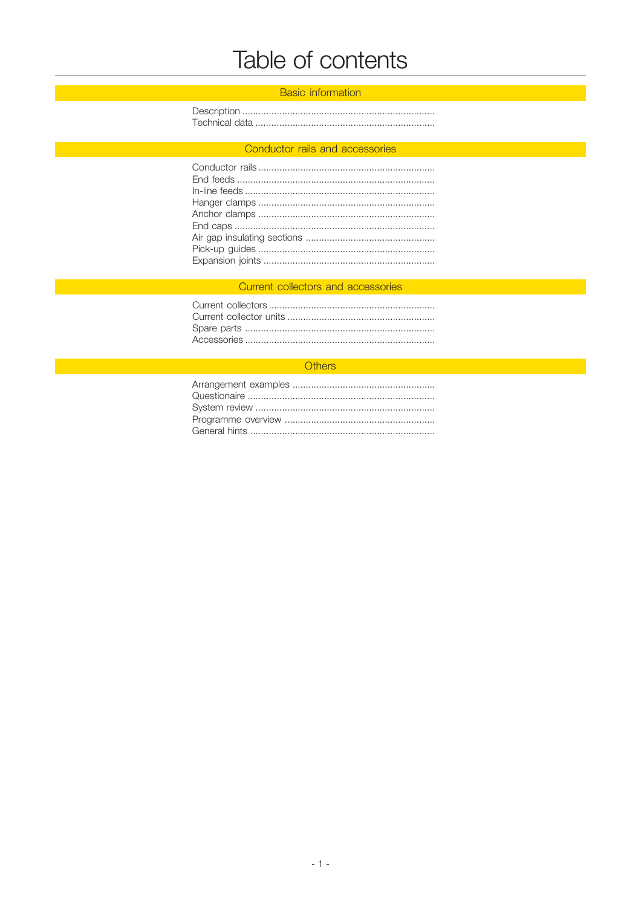# Table of contents

## Basic information

Description ........................................................................
Technical data ....................................................................

## Conductor rails and accessories

Conductor rails ..................................................................
End feeds ..........................................................................
In-line feeds .......................................................................
Hanger clamps ..................................................................
Anchor clamps ..................................................................
End caps ...........................................................................
Air gap insulating sections ................................................
Pick-up guides ..................................................................
Expansion joints ................................................................

## Current collectors and accessories

Current collectors ..............................................................
Current collector units ........................................................
Spare parts .......................................................................
Accessories .......................................................................

## Others

Arrangement examples ......................................................
Questionaire ......................................................................
System review ...................................................................
Programme overview .........................................................
General hints .....................................................................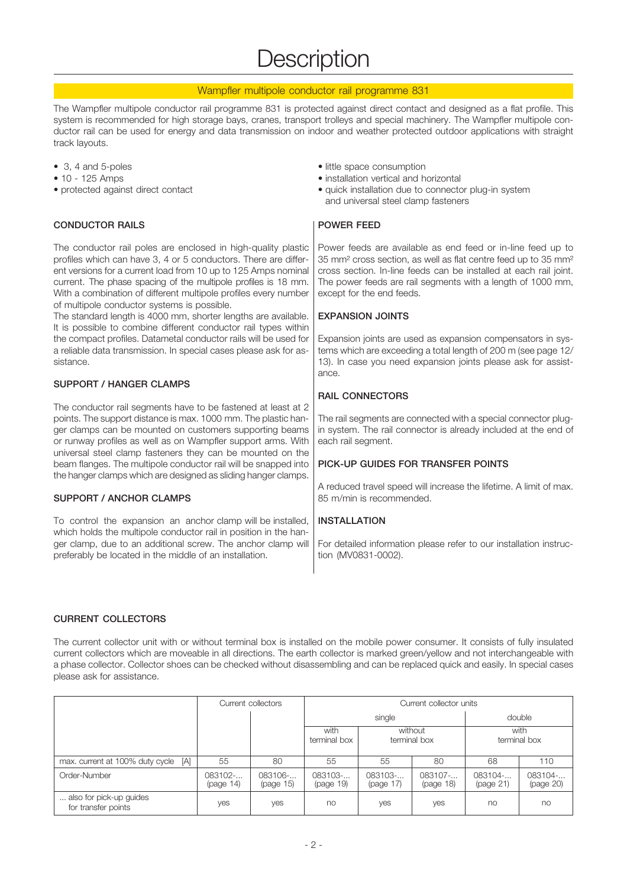# Description

## Wampfler multipole conductor rail programme 831

The Wampfler multipole conductor rail programme 831 is protected against direct contact and designed as a flat profile. This system is recommended for high storage bays, cranes, transport trolleys and special machinery. The Wampfler multipole conductor rail can be used for energy and data transmission on indoor and weather protected outdoor applications with straight track layouts.

- 3, 4 and 5-poles
- 10 - 125 Amps
- protected against direct contact
- little space consumption
- installation vertical and horizontal
- quick installation due to connector plug-in system and universal steel clamp fasteners

### CONDUCTOR RAILS

The conductor rail poles are enclosed in high-quality plastic profiles which can have 3, 4 or 5 conductors. There are different versions for a current load from 10 up to 125 Amps nominal current. The phase spacing of the multipole profiles is 18 mm. With a combination of different multipole profiles every number of multipole conductor systems is possible.
The standard length is 4000 mm, shorter lengths are available. It is possible to combine different conductor rail types within the compact profiles. Datametal conductor rails will be used for a reliable data transmission. In special cases please ask for assistance.

### SUPPORT / HANGER CLAMPS

The conductor rail segments have to be fastened at least at 2 points. The support distance is max. 1000 mm. The plastic hanger clamps can be mounted on customers supporting beams or runway profiles as well as on Wampfler support arms. With universal steel clamp fasteners they can be mounted on the beam flanges. The multipole conductor rail will be snapped into the hanger clamps which are designed as sliding hanger clamps.

### SUPPORT / ANCHOR CLAMPS

To control the expansion an anchor clamp will be installed, which holds the multipole conductor rail in position in the hanger clamp, due to an additional screw. The anchor clamp will preferably be located in the middle of an installation.

### POWER FEED

Power feeds are available as end feed or in-line feed up to 35 mm² cross section, as well as flat centre feed up to 35 mm² cross section. In-line feeds can be installed at each rail joint. The power feeds are rail segments with a length of 1000 mm, except for the end feeds.

### EXPANSION JOINTS

Expansion joints are used as expansion compensators in systems which are exceeding a total length of 200 m (see page 12/13). In case you need expansion joints please ask for assistance.

### RAIL CONNECTORS

The rail segments are connected with a special connector plug-in system. The rail connector is already included at the end of each rail segment.

### PICK-UP GUIDES FOR TRANSFER POINTS

A reduced travel speed will increase the lifetime. A limit of max. 85 m/min is recommended.

### INSTALLATION

For detailed information please refer to our installation instruction (MV0831-0002).

### CURRENT COLLECTORS

The current collector unit with or without terminal box is installed on the mobile power consumer. It consists of fully insulated current collectors which are moveable in all directions. The earth collector is marked green/yellow and not interchangeable with a phase collector. Collector shoes can be checked without disassembling and can be replaced quick and easily. In special cases please ask for assistance.

| | Current collectors | | Current collector units | | | | |
|---|---|---|---|---|---|---|---|
| | | | single | | | double | |
| | | | with terminal box | without terminal box | | with terminal box | |
| max. current at 100% duty cycle [A] | 55 | 80 | 55 | 55 | 80 | 68 | 110 |
| Order-Number | 083102-… (page 14) | 083106-… (page 15) | 083103-… (page 19) | 083103-… (page 17) | 083107-… (page 18) | 083104-… (page 21) | 083104-… (page 20) |
| … also for pick-up guides for transfer points | yes | yes | no | yes | yes | no | no |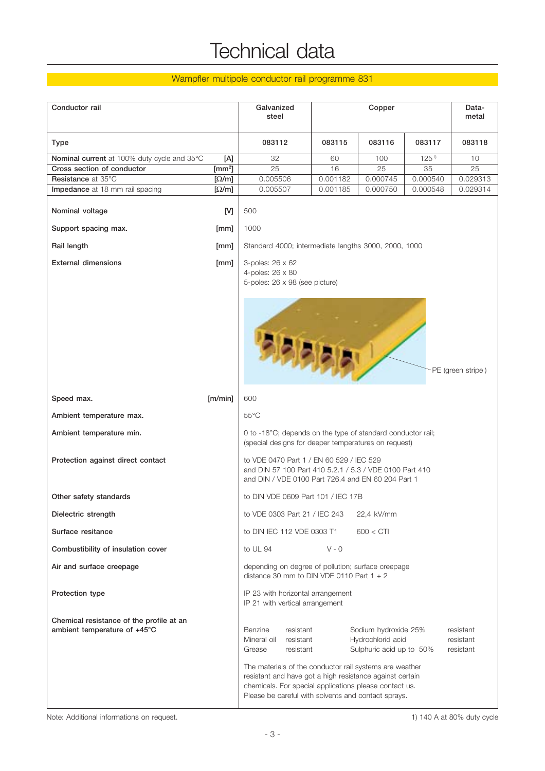# Technical data

## Wampfler multipole conductor rail programme 831

| Conductor rail | | Galvanized steel | Copper | | | Data-metal |
|---|---|---|---|---|---|---|
| **Type** | | **083112** | **083115** | **083116** | **083117** | **083118** |
| **Nominal current** at 100% duty cycle and 35°C | [A] | 32 | 60 | 100 | 125[1)] | 10 |
| **Cross section of conductor** | [mm²] | 25 | 16 | 25 | 35 | 25 |
| **Resistance** at 35°C | [Ω/m] | 0.005506 | 0.001182 | 0.000745 | 0.000540 | 0.029313 |
| **Impedance** at 18 mm rail spacing | [Ω/m] | 0.005507 | 0.001185 | 0.000750 | 0.000548 | 0.029314 |

| | | |
|---|---|---|
| **Nominal voltage** | [V] | 500 |
| **Support spacing max.** | [mm] | 1000 |
| **Rail length** | [mm] | Standard 4000; intermediate lengths 3000, 2000, 1000 |
| **External dimensions** | [mm] | 3-poles: 26 x 62<br>4-poles: 26 x 80<br>5-poles: 26 x 98 (see picture) |

PE (green stripe)

| | | |
|---|---|---|
| **Speed max.** | [m/min] | 600 |
| **Ambient temperature max.** | | 55°C |
| **Ambient temperature min.** | | 0 to -18°C; depends on the type of standard conductor rail; (special designs for deeper temperatures on request) |
| **Protection against direct contact** | | to VDE 0470 Part 1 / EN 60 529 / IEC 529 and DIN 57 100 Part 410 5.2.1 / 5.3 / VDE 0100 Part 410 and DIN / VDE 0100 Part 726.4 and EN 60 204 Part 1 |
| **Other safety standards** | | to DIN VDE 0609 Part 101 / IEC 17B |
| **Dielectric strength** | | to VDE 0303 Part 21 / IEC 243    22,4 kV/mm |
| **Surface resitance** | | to DIN IEC 112 VDE 0303 T1    600 < CTI |
| **Combustibility of insulation cover** | | to UL 94    V - 0 |
| **Air and surface creepage** | | depending on degree of pollution; surface creepage distance 30 mm to DIN VDE 0110 Part 1 + 2 |
| **Protection type** | | IP 23 with horizontal arrangement<br>IP 21 with vertical arrangement |
| **Chemical resistance of the profile at an ambient temperature of +45°C** | | Benzine resistant; Mineral oil resistant; Grease resistant; Sodium hydroxide 25% resistant; Hydrochlorid acid resistant; Sulphuric acid up to 50% resistant |

The materials of the conductor rail systems are weather resistant and have got a high resistance against certain chemicals. For special applications please contact us. Please be careful with solvents and contact sprays.

Note: Additional informations on request.

1) 140 A at 80% duty cycle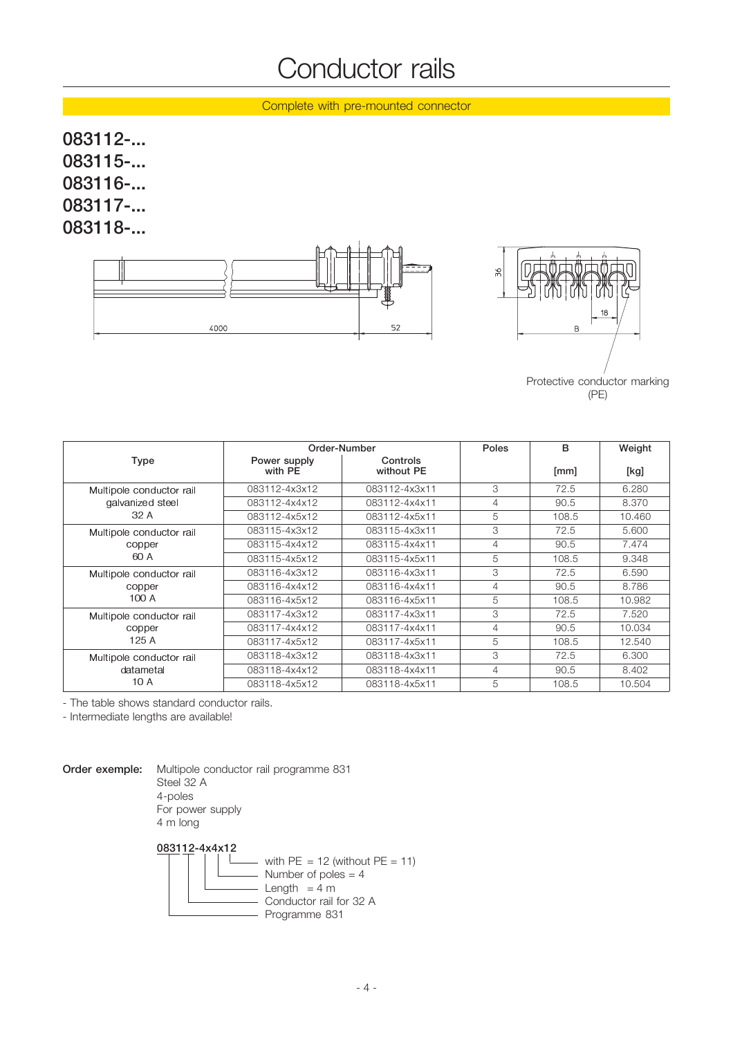# Conductor rails

Complete with pre-mounted connector

**083112-...**
**083115-...**
**083116-...**
**083117-...**
**083118-...**

4000 52

36 18 B

Protective conductor marking (PE)

| Type | Order-Number | | Poles | B | Weight |
|---|---|---|---|---|---|
| | Power supply with PE | Controls without PE | | [mm] | [kg] |
| Multipole conductor rail galvanized steel 32 A | 083112-4x3x12 | 083112-4x3x11 | 3 | 72.5 | 6.280 |
| | 083112-4x4x12 | 083112-4x4x11 | 4 | 90.5 | 8.370 |
| | 083112-4x5x12 | 083112-4x5x11 | 5 | 108.5 | 10.460 |
| Multipole conductor rail copper 60 A | 083115-4x3x12 | 083115-4x3x11 | 3 | 72.5 | 5.600 |
| | 083115-4x4x12 | 083115-4x4x11 | 4 | 90.5 | 7.474 |
| | 083115-4x5x12 | 083115-4x5x11 | 5 | 108.5 | 9.348 |
| Multipole conductor rail copper 100 A | 083116-4x3x12 | 083116-4x3x11 | 3 | 72.5 | 6.590 |
| | 083116-4x4x12 | 083116-4x4x11 | 4 | 90.5 | 8.786 |
| | 083116-4x5x12 | 083116-4x5x11 | 5 | 108.5 | 10.982 |
| Multipole conductor rail copper 125 A | 083117-4x3x12 | 083117-4x3x11 | 3 | 72.5 | 7.520 |
| | 083117-4x4x12 | 083117-4x4x11 | 4 | 90.5 | 10.034 |
| | 083117-4x5x12 | 083117-4x5x11 | 5 | 108.5 | 12.540 |
| Multipole conductor rail datametal 10 A | 083118-4x3x12 | 083118-4x3x11 | 3 | 72.5 | 6.300 |
| | 083118-4x4x12 | 083118-4x4x11 | 4 | 90.5 | 8.402 |
| | 083118-4x5x12 | 083118-4x5x11 | 5 | 108.5 | 10.504 |

- The table shows standard conductor rails.
- Intermediate lengths are available!

**Order exemple:** Multipole conductor rail programme 831
Steel 32 A
4-poles
For power supply
4 m long

**083112-4x4x12**

- with PE = 12 (without PE = 11)
- Number of poles = 4
- Length = 4 m
- Conductor rail for 32 A
- Programme 831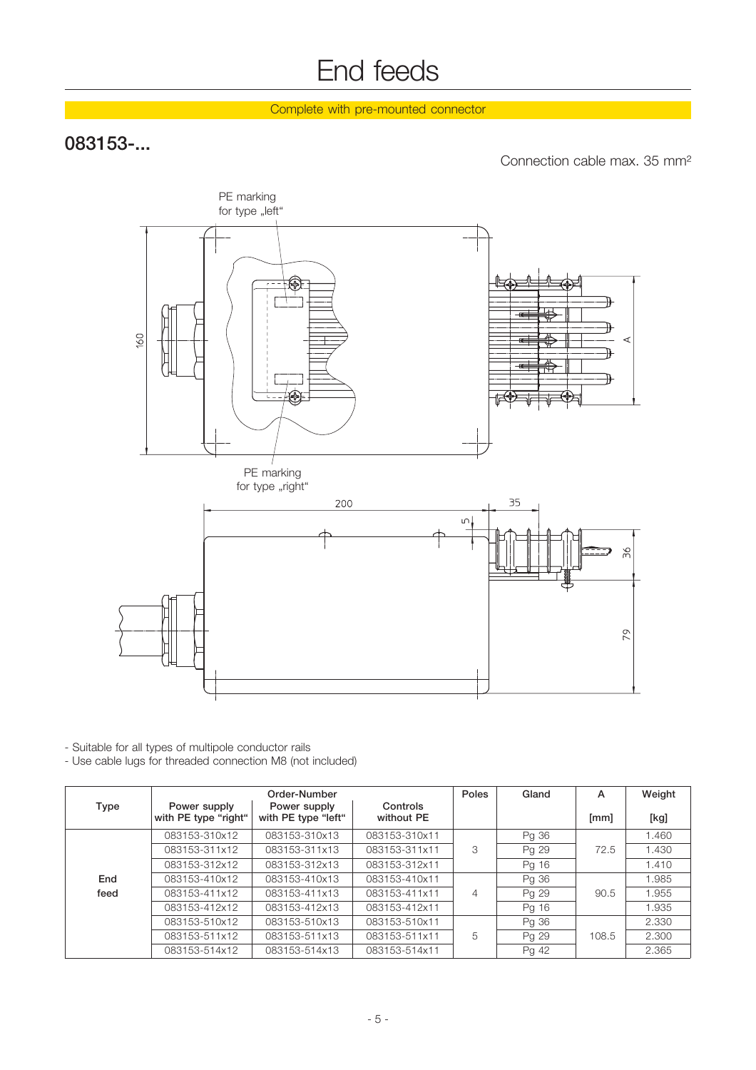# End feeds

Complete with pre-mounted connector

## 083153-...

Connection cable max. 35 mm²

PE marking for type „left"

PE marking for type „right"

- Suitable for all types of multipole conductor rails
- Use cable lugs for threaded connection M8 (not included)

| Type | Order-Number | | | Poles | Gland | A | Weight |
|---|---|---|---|---|---|---|---|
| | Power supply with PE type "right" | Power supply with PE type "left" | Controls without PE | | | [mm] | [kg] |
| End feed | 083153-310x12 | 083153-310x13 | 083153-310x11 | 3 | Pg 36 | 72.5 | 1.460 |
| | 083153-311x12 | 083153-311x13 | 083153-311x11 | | Pg 29 | | 1.430 |
| | 083153-312x12 | 083153-312x13 | 083153-312x11 | | Pg 16 | | 1.410 |
| | 083153-410x12 | 083153-410x13 | 083153-410x11 | 4 | Pg 36 | 90.5 | 1.985 |
| | 083153-411x12 | 083153-411x13 | 083153-411x11 | | Pg 29 | | 1.955 |
| | 083153-412x12 | 083153-412x13 | 083153-412x11 | | Pg 16 | | 1.935 |
| | 083153-510x12 | 083153-510x13 | 083153-510x11 | 5 | Pg 36 | 108.5 | 2.330 |
| | 083153-511x12 | 083153-511x13 | 083153-511x11 | | Pg 29 | | 2.300 |
| | 083153-514x12 | 083153-514x13 | 083153-514x11 | | Pg 42 | | 2.365 |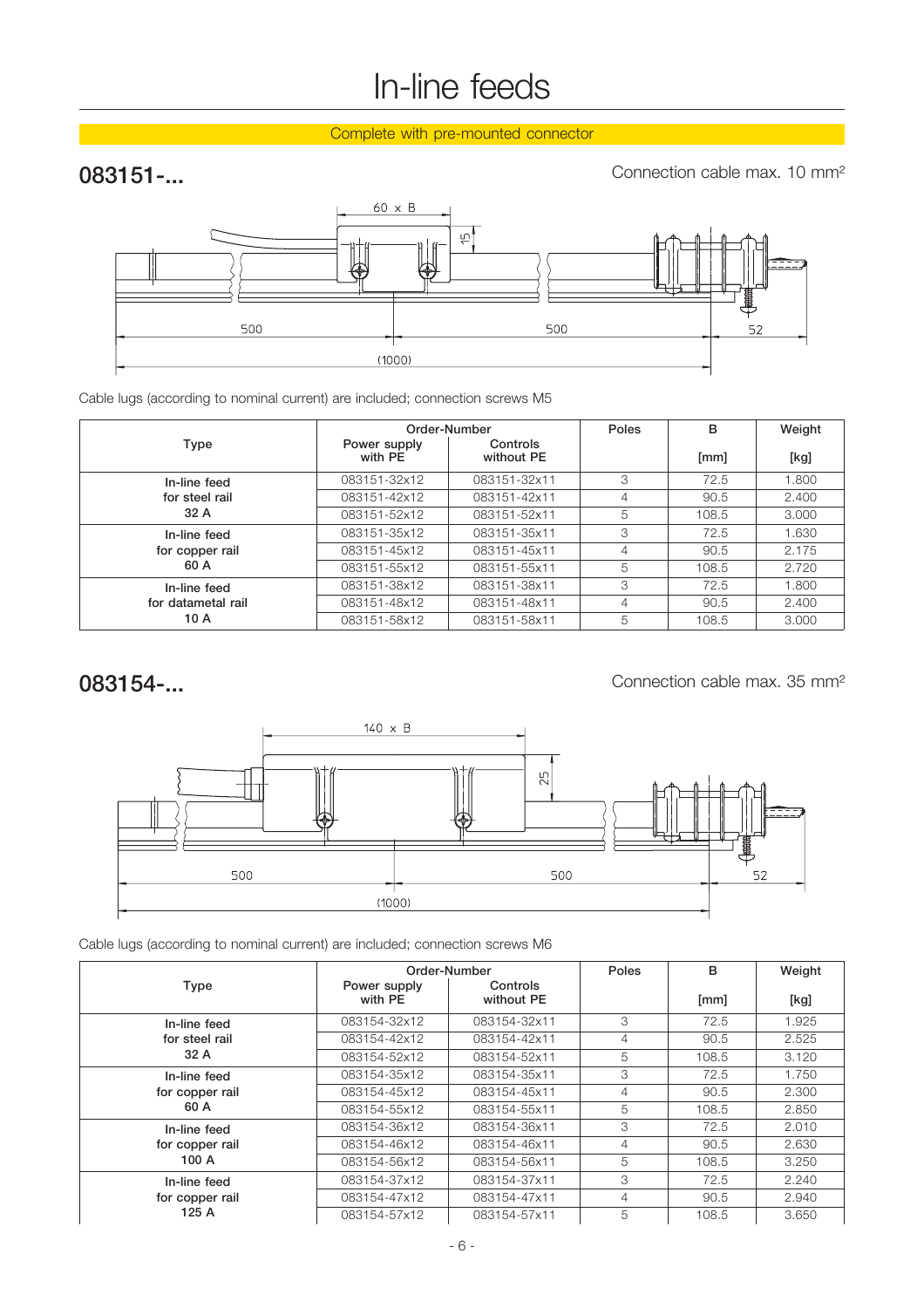# In-line feeds

Complete with pre-mounted connector

## 083151-...

Connection cable max. 10 mm²

Cable lugs (according to nominal current) are included; connection screws M5

| Type | Order-Number | | Poles | B | Weight |
|---|---|---|---|---|---|
| | Power supply with PE | Controls without PE | | [mm] | [kg] |
| In-line feed for steel rail 32 A | 083151-32x12 | 083151-32x11 | 3 | 72.5 | 1.800 |
| | 083151-42x12 | 083151-42x11 | 4 | 90.5 | 2.400 |
| | 083151-52x12 | 083151-52x11 | 5 | 108.5 | 3.000 |
| In-line feed for copper rail 60 A | 083151-35x12 | 083151-35x11 | 3 | 72.5 | 1.630 |
| | 083151-45x12 | 083151-45x11 | 4 | 90.5 | 2.175 |
| | 083151-55x12 | 083151-55x11 | 5 | 108.5 | 2.720 |
| In-line feed for datametal rail 10 A | 083151-38x12 | 083151-38x11 | 3 | 72.5 | 1.800 |
| | 083151-48x12 | 083151-48x11 | 4 | 90.5 | 2.400 |
| | 083151-58x12 | 083151-58x11 | 5 | 108.5 | 3.000 |

## 083154-...

Connection cable max. 35 mm²

Cable lugs (according to nominal current) are included; connection screws M6

| Type | Order-Number | | Poles | B | Weight |
|---|---|---|---|---|---|
| | Power supply with PE | Controls without PE | | [mm] | [kg] |
| In-line feed for steel rail 32 A | 083154-32x12 | 083154-32x11 | 3 | 72.5 | 1.925 |
| | 083154-42x12 | 083154-42x11 | 4 | 90.5 | 2.525 |
| | 083154-52x12 | 083154-52x11 | 5 | 108.5 | 3.120 |
| In-line feed for copper rail 60 A | 083154-35x12 | 083154-35x11 | 3 | 72.5 | 1.750 |
| | 083154-45x12 | 083154-45x11 | 4 | 90.5 | 2.300 |
| | 083154-55x12 | 083154-55x11 | 5 | 108.5 | 2.850 |
| In-line feed for copper rail 100 A | 083154-36x12 | 083154-36x11 | 3 | 72.5 | 2.010 |
| | 083154-46x12 | 083154-46x11 | 4 | 90.5 | 2.630 |
| | 083154-56x12 | 083154-56x11 | 5 | 108.5 | 3.250 |
| In-line feed for copper rail 125 A | 083154-37x12 | 083154-37x11 | 3 | 72.5 | 2.240 |
| | 083154-47x12 | 083154-47x11 | 4 | 90.5 | 2.940 |
| | 083154-57x12 | 083154-57x11 | 5 | 108.5 | 3.650 |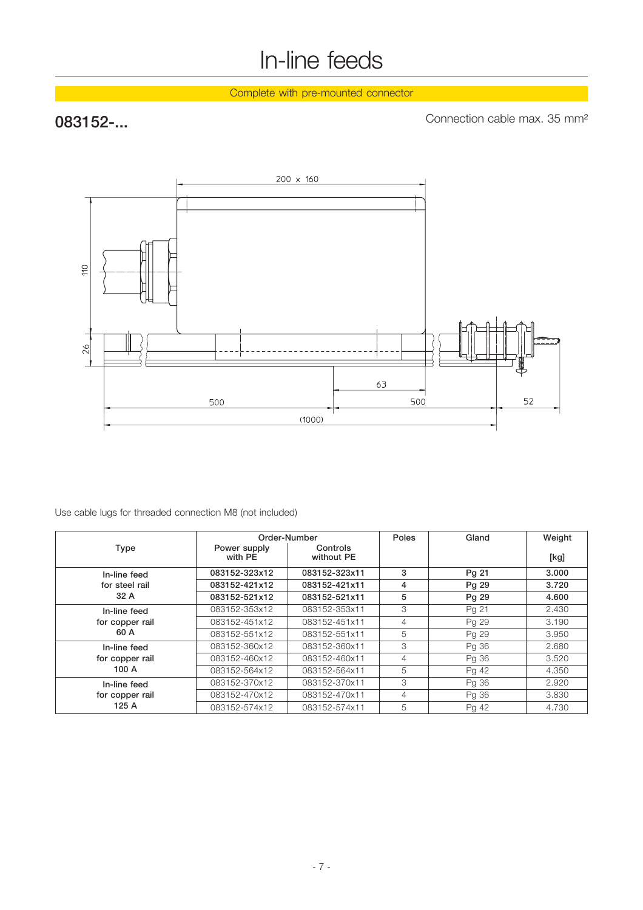# In-line feeds

Complete with pre-mounted connector

## 083152-...

Connection cable max. 35 mm²

Use cable lugs for threaded connection M8 (not included)

| Type | Order-Number | | Poles | Gland | Weight |
|---|---|---|---|---|---|
| | Power supply with PE | Controls without PE | | | [kg] |
| **In-line feed for steel rail 32 A** | **083152-323x12** | **083152-323x11** | **3** | **Pg 21** | **3.000** |
| | **083152-421x12** | **083152-421x11** | **4** | **Pg 29** | **3.720** |
| | **083152-521x12** | **083152-521x11** | **5** | **Pg 29** | **4.600** |
| **In-line feed for copper rail 60 A** | 083152-353x12 | 083152-353x11 | 3 | Pg 21 | 2.430 |
| | 083152-451x12 | 083152-451x11 | 4 | Pg 29 | 3.190 |
| | 083152-551x12 | 083152-551x11 | 5 | Pg 29 | 3.950 |
| **In-line feed for copper rail 100 A** | 083152-360x12 | 083152-360x11 | 3 | Pg 36 | 2.680 |
| | 083152-460x12 | 083152-460x11 | 4 | Pg 36 | 3.520 |
| | 083152-564x12 | 083152-564x11 | 5 | Pg 42 | 4.350 |
| **In-line feed for copper rail 125 A** | 083152-370x12 | 083152-370x11 | 3 | Pg 36 | 2.920 |
| | 083152-470x12 | 083152-470x11 | 4 | Pg 36 | 3.830 |
| | 083152-574x12 | 083152-574x11 | 5 | Pg 42 | 4.730 |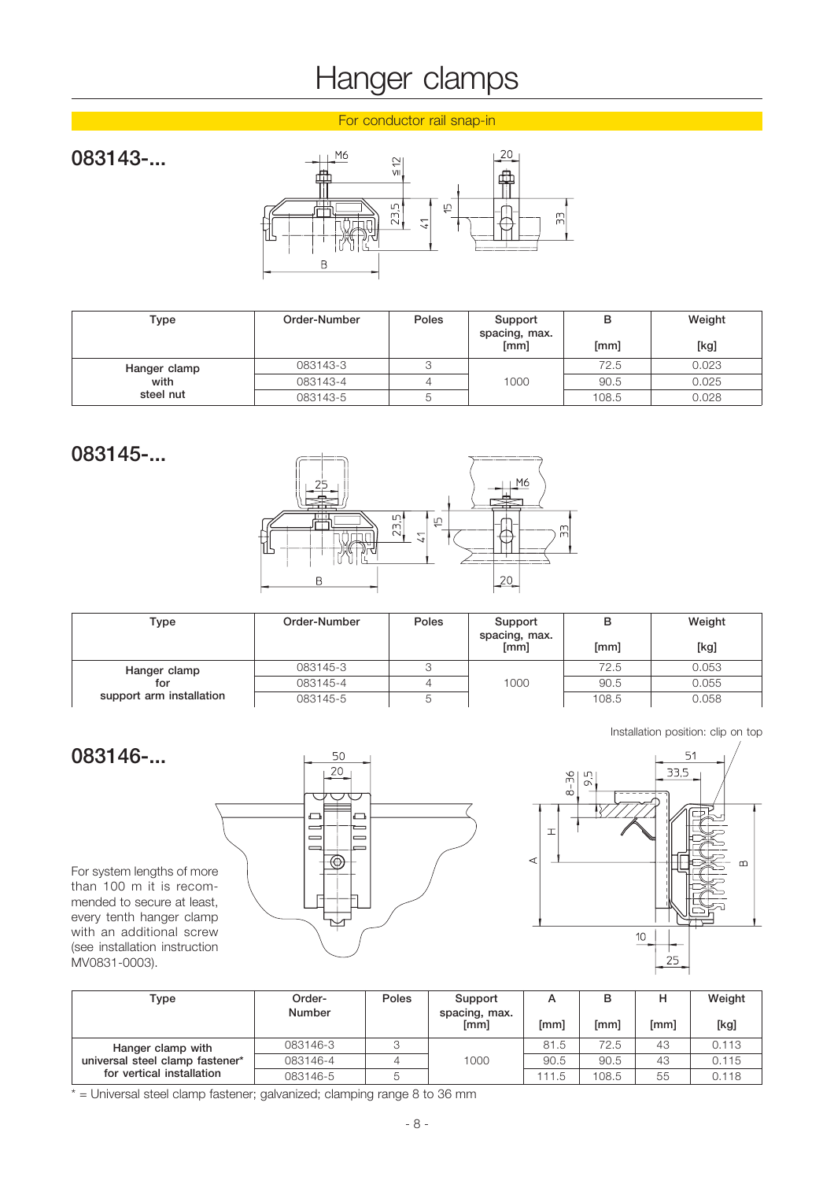# Hanger clamps

For conductor rail snap-in

## 083143-...

| Type | Order-Number | Poles | Support spacing, max. [mm] | B [mm] | Weight [kg] |
|---|---|---|---|---|---|
| Hanger clamp with steel nut | 083143-3 | 3 | 1000 | 72.5 | 0.023 |
| | 083143-4 | 4 | | 90.5 | 0.025 |
| | 083143-5 | 5 | | 108.5 | 0.028 |

## 083145-...

| Type | Order-Number | Poles | Support spacing, max. [mm] | B [mm] | Weight [kg] |
|---|---|---|---|---|---|
| Hanger clamp for support arm installation | 083145-3 | 3 | 1000 | 72.5 | 0.053 |
| | 083145-4 | 4 | | 90.5 | 0.055 |
| | 083145-5 | 5 | | 108.5 | 0.058 |

## 083146-...

Installation position: clip on top

For system lengths of more than 100 m it is recommended to secure at least, every tenth hanger clamp with an additional screw (see installation instruction MV0831-0003).

| Type | Order-Number | Poles | Support spacing, max. [mm] | A [mm] | B [mm] | H [mm] | Weight [kg] |
|---|---|---|---|---|---|---|---|
| Hanger clamp with universal steel clamp fastener* for vertical installation | 083146-3 | 3 | 1000 | 81.5 | 72.5 | 43 | 0.113 |
| | 083146-4 | 4 | | 90.5 | 90.5 | 43 | 0.115 |
| | 083146-5 | 5 | | 111.5 | 108.5 | 55 | 0.118 |

* = Universal steel clamp fastener; galvanized; clamping range 8 to 36 mm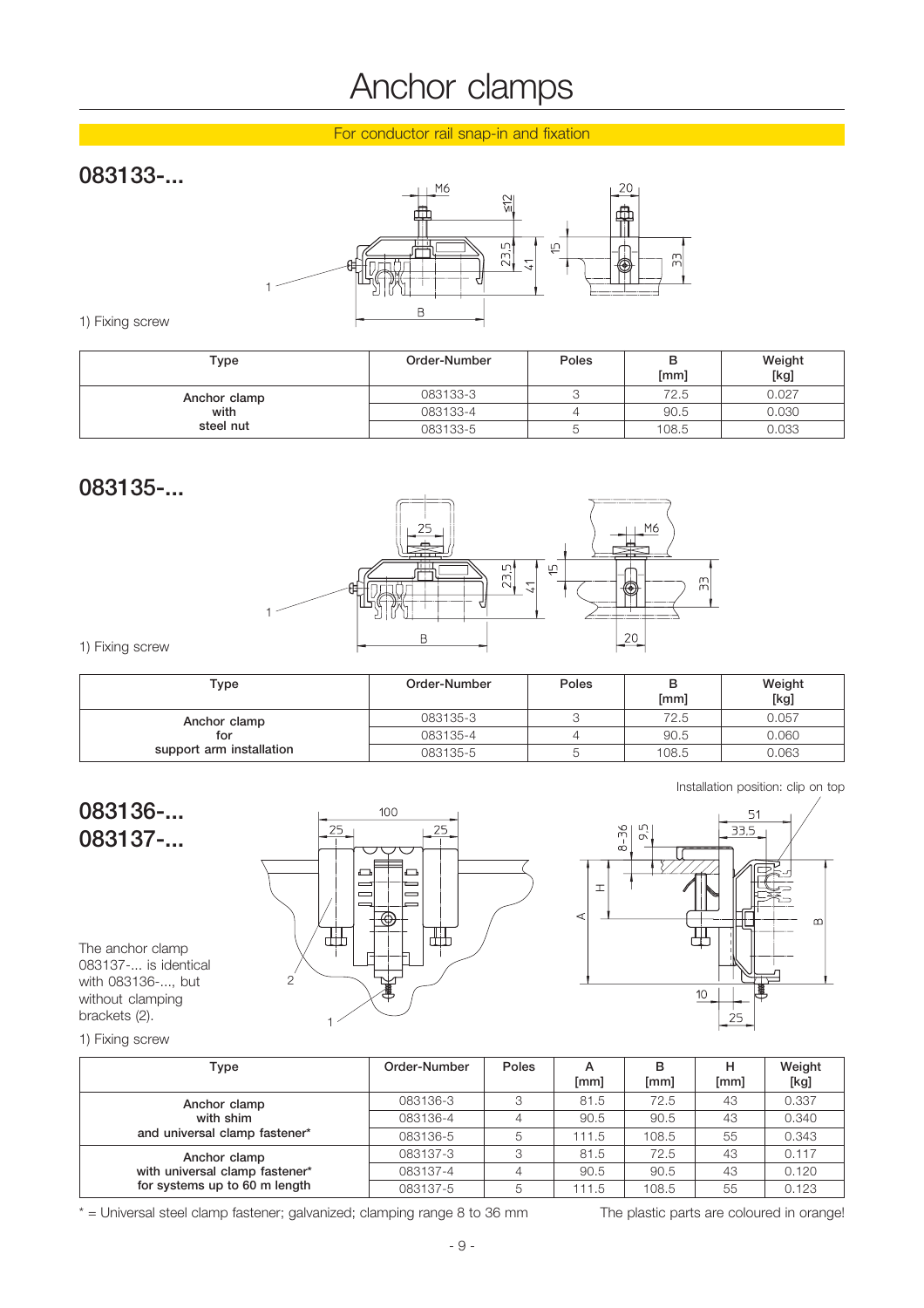# Anchor clamps

For conductor rail snap-in and fixation

## 083133-...

1) Fixing screw

| Type | Order-Number | Poles | B [mm] | Weight [kg] |
|---|---|---|---|---|
| Anchor clamp with steel nut | 083133-3 | 3 | 72.5 | 0.027 |
| | 083133-4 | 4 | 90.5 | 0.030 |
| | 083133-5 | 5 | 108.5 | 0.033 |

## 083135-...

1) Fixing screw

| Type | Order-Number | Poles | B [mm] | Weight [kg] |
|---|---|---|---|---|
| Anchor clamp for support arm installation | 083135-3 | 3 | 72.5 | 0.057 |
| | 083135-4 | 4 | 90.5 | 0.060 |
| | 083135-5 | 5 | 108.5 | 0.063 |

## 083136-...
## 083137-...

Installation position: clip on top

The anchor clamp 083137-... is identical with 083136-..., but without clamping brackets (2).

1) Fixing screw

| Type | Order-Number | Poles | A [mm] | B [mm] | H [mm] | Weight [kg] |
|---|---|---|---|---|---|---|
| Anchor clamp with shim and universal clamp fastener* | 083136-3 | 3 | 81.5 | 72.5 | 43 | 0.337 |
| | 083136-4 | 4 | 90.5 | 90.5 | 43 | 0.340 |
| | 083136-5 | 5 | 111.5 | 108.5 | 55 | 0.343 |
| Anchor clamp with universal clamp fastener* for systems up to 60 m length | 083137-3 | 3 | 81.5 | 72.5 | 43 | 0.117 |
| | 083137-4 | 4 | 90.5 | 90.5 | 43 | 0.120 |
| | 083137-5 | 5 | 111.5 | 108.5 | 55 | 0.123 |

* = Universal steel clamp fastener; galvanized; clamping range 8 to 36 mm

The plastic parts are coloured in orange!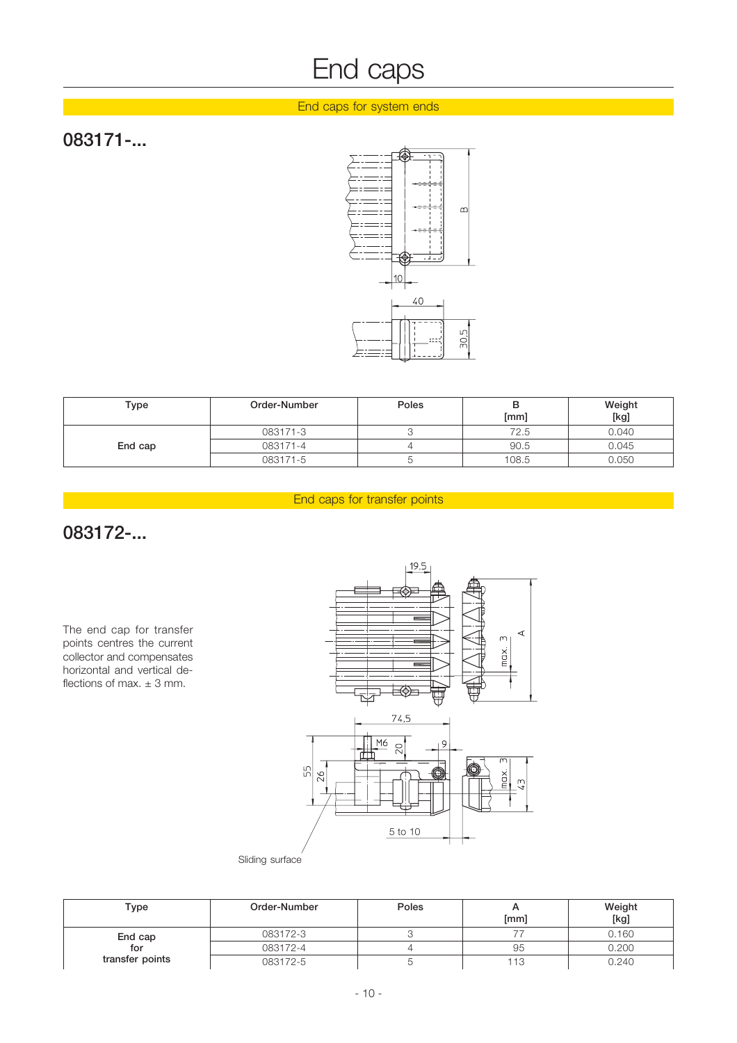# End caps

## End caps for system ends

### 083171-...

| Type | Order-Number | Poles | B [mm] | Weight [kg] |
|---|---|---|---|---|
| End cap | 083171-3 | 3 | 72.5 | 0.040 |
| | 083171-4 | 4 | 90.5 | 0.045 |
| | 083171-5 | 5 | 108.5 | 0.050 |

## End caps for transfer points

### 083172-...

The end cap for transfer points centres the current collector and compensates horizontal and vertical deflections of max. ± 3 mm.

Sliding surface

| Type | Order-Number | Poles | A [mm] | Weight [kg] |
|---|---|---|---|---|
| End cap for transfer points | 083172-3 | 3 | 77 | 0.160 |
| | 083172-4 | 4 | 95 | 0.200 |
| | 083172-5 | 5 | 113 | 0.240 |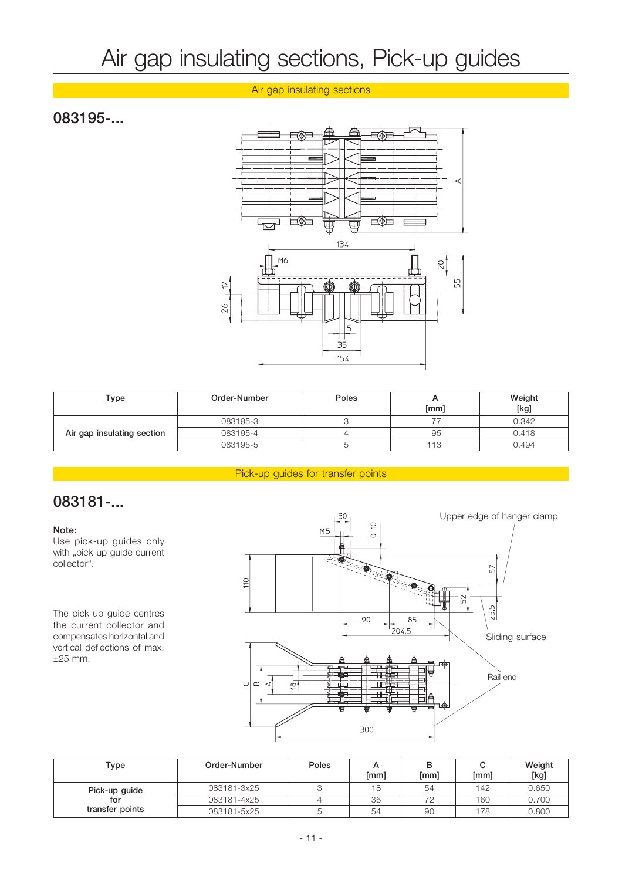# Air gap insulating sections, Pick-up guides

## Air gap insulating sections

## 083195-...

| Type | Order-Number | Poles | A [mm] | Weight [kg] |
|---|---|---|---|---|
| Air gap insulating section | 083195-3 | 3 | 77 | 0.342 |
| | 083195-4 | 4 | 95 | 0.418 |
| | 083195-5 | 5 | 113 | 0.494 |

## Pick-up guides for transfer points

## 083181-...

**Note:**
Use pick-up guides only with „pick-up guide current collector".

The pick-up guide centres the current collector and compensates horizontal and vertical deflections of max. ±25 mm.

| Type | Order-Number | Poles | A [mm] | B [mm] | C [mm] | Weight [kg] |
|---|---|---|---|---|---|---|
| Pick-up guide for transfer points | 083181-3x25 | 3 | 18 | 54 | 142 | 0.650 |
| | 083181-4x25 | 4 | 36 | 72 | 160 | 0.700 |
| | 083181-5x25 | 5 | 54 | 90 | 178 | 0.800 |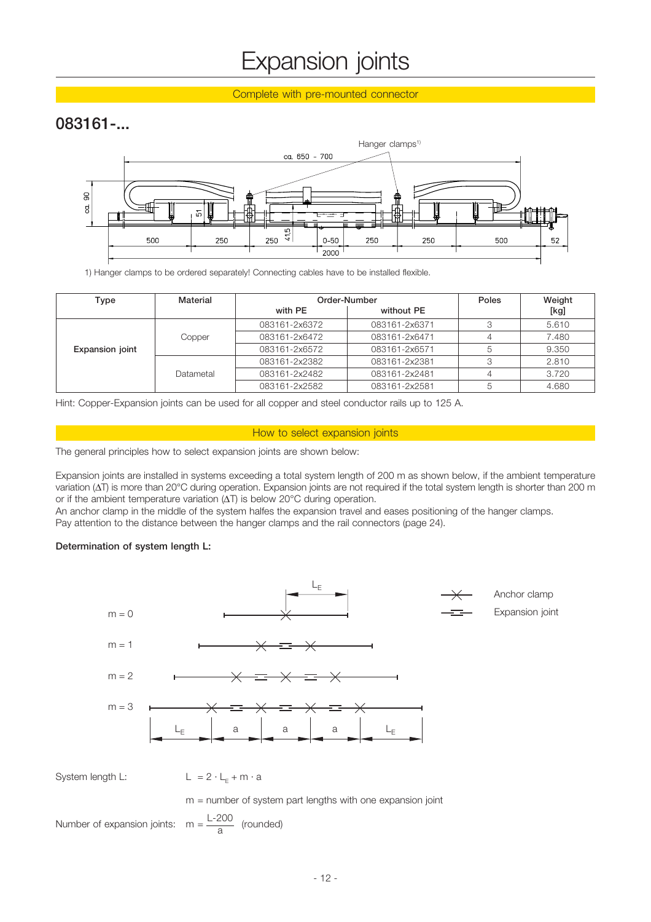# Expansion joints

Complete with pre-mounted connector

## 083161-...

1) Hanger clamps to be ordered separately! Connecting cables have to be installed flexible.

| Type | Material | Order-Number | | Poles | Weight [kg] |
|---|---|---|---|---|---|
| | | with PE | without PE | | |
| Expansion joint | Copper | 083161-2x6372 | 083161-2x6371 | 3 | 5.610 |
| | | 083161-2x6472 | 083161-2x6471 | 4 | 7.480 |
| | | 083161-2x6572 | 083161-2x6571 | 5 | 9.350 |
| | Datametal | 083161-2x2382 | 083161-2x2381 | 3 | 2.810 |
| | | 083161-2x2482 | 083161-2x2481 | 4 | 3.720 |
| | | 083161-2x2582 | 083161-2x2581 | 5 | 4.680 |

Hint: Copper-Expansion joints can be used for all copper and steel conductor rails up to 125 A.

How to select expansion joints

The general principles how to select expansion joints are shown below:

Expansion joints are installed in systems exceeding a total system length of 200 m as shown below, if the ambient temperature variation ($\Delta T$) is more than 20°C during operation. Expansion joints are not required if the total system length is shorter than 200 m or if the ambient temperature variation ($\Delta T$) is below 20°C during operation.
An anchor clamp in the middle of the system halfes the expansion travel and eases positioning of the hanger clamps.
Pay attention to the distance between the hanger clamps and the rail connectors (page 24).

**Determination of system length L:**

System length L: $L = 2 \cdot L_E + m \cdot a$

m = number of system part lengths with one expansion joint

Number of expansion joints: $m = \frac{L-200}{a}$ (rounded)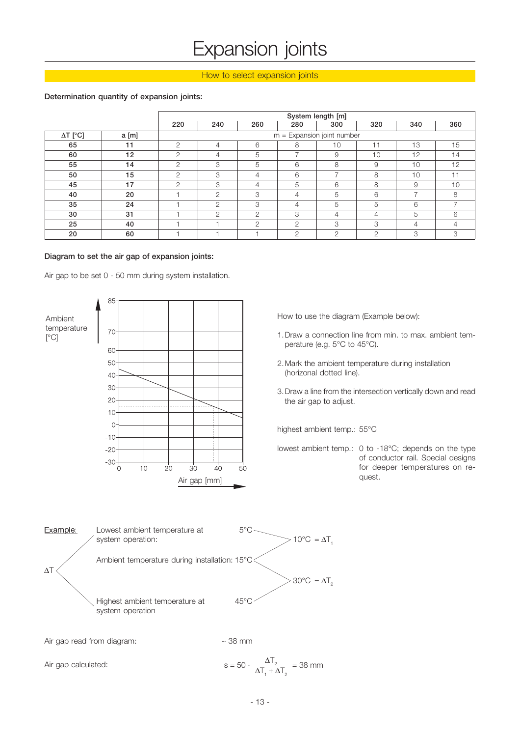# Expansion joints

## How to select expansion joints

**Determination quantity of expansion joints:**

| | | System length [m] | | | | | | |
|---|---|---|---|---|---|---|---|---|
| | | 220 | 240 | 260 | 280 | 300 | 320 | 340 | 360 |
| **ΔT [°C]** | **a [m]** | m = Expansion joint number | | | | | | | |
| **65** | **11** | 2 | 4 | 6 | 8 | 10 | 11 | 13 | 15 |
| **60** | **12** | 2 | 4 | 5 | 7 | 9 | 10 | 12 | 14 |
| **55** | **14** | 2 | 3 | 5 | 6 | 8 | 9 | 10 | 12 |
| **50** | **15** | 2 | 3 | 4 | 6 | 7 | 8 | 10 | 11 |
| **45** | **17** | 2 | 3 | 4 | 5 | 6 | 8 | 9 | 10 |
| **40** | **20** | 1 | 2 | 3 | 4 | 5 | 6 | 7 | 8 |
| **35** | **24** | 1 | 2 | 3 | 4 | 5 | 5 | 6 | 7 |
| **30** | **31** | 1 | 2 | 2 | 3 | 4 | 4 | 5 | 6 |
| **25** | **40** | 1 | 1 | 2 | 2 | 3 | 3 | 4 | 4 |
| **20** | **60** | 1 | 1 | 1 | 2 | 2 | 2 | 3 | 3 |

**Diagram to set the air gap of expansion joints:**

Air gap to be set 0 - 50 mm during system installation.

Ambient temperature [°C]

Air gap [mm]

How to use the diagram (Example below):

1. Draw a connection line from min. to max. ambient temperature (e.g. 5°C to 45°C).
2. Mark the ambient temperature during installation (horizontal dotted line).
3. Draw a line from the intersection vertically down and read the air gap to adjust.

highest ambient temp.: 55°C

lowest ambient temp.: 0 to -18°C; depends on the type of conductor rail. Special designs for deeper temperatures on request.

Example:

ΔT

Lowest ambient temperature at system operation: 5°C

Ambient temperature during installation: 15°C

Highest ambient temperature at system operation: 45°C

$10°C = \Delta T_1$

$30°C = \Delta T_2$

Air gap read from diagram: ~ 38 mm

Air gap calculated:

$$s = 50 \cdot \frac{\Delta T_2}{\Delta T_1 + \Delta T_2} = 38 \text{ mm}$$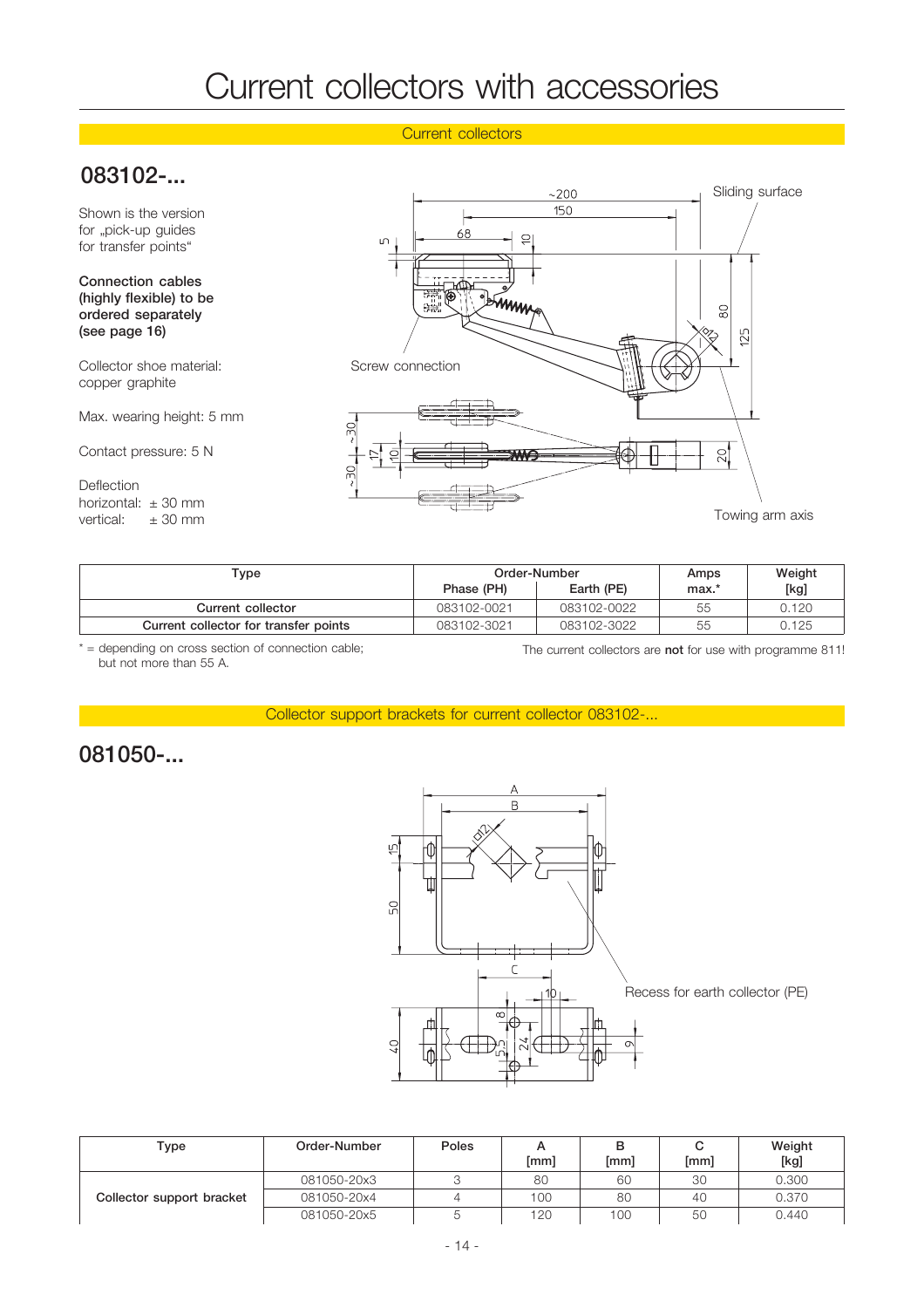# Current collectors with accessories

## Current collectors

## 083102-...

Shown is the version for „pick-up guides for transfer points“

**Connection cables (highly flexible) to be ordered separately (see page 16)**

Collector shoe material: copper graphite

Max. wearing height: 5 mm

Contact pressure: 5 N

Deflection
horizontal: ± 30 mm
vertical: ± 30 mm

Sliding surface

Screw connection

Towing arm axis

| Type | Order-Number | | Amps | Weight |
|---|---|---|---|---|
| | Phase (PH) | Earth (PE) | max.* | [kg] |
| Current collector | 083102-0021 | 083102-0022 | 55 | 0.120 |
| Current collector for transfer points | 083102-3021 | 083102-3022 | 55 | 0.125 |

\* = depending on cross section of connection cable; but not more than 55 A.

The current collectors are **not** for use with programme 811!

## Collector support brackets for current collector 083102-...

## 081050-...

Recess for earth collector (PE)

| Type | Order-Number | Poles | A [mm] | B [mm] | C [mm] | Weight [kg] |
|---|---|---|---|---|---|---|
| Collector support bracket | 081050-20x3 | 3 | 80 | 60 | 30 | 0.300 |
| | 081050-20x4 | 4 | 100 | 80 | 40 | 0.370 |
| | 081050-20x5 | 5 | 120 | 100 | 50 | 0.440 |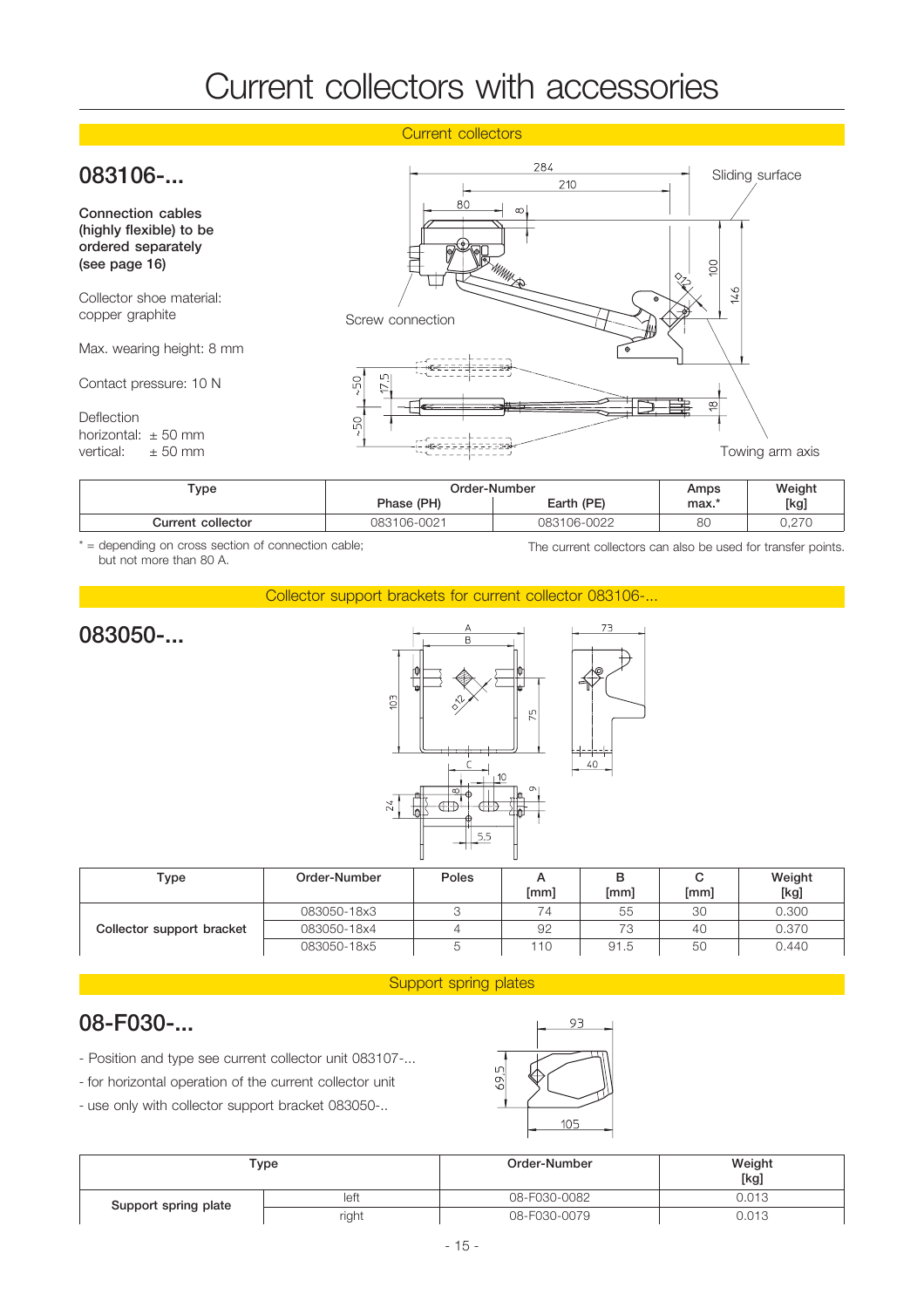# Current collectors with accessories

## Current collectors

## 083106-...

**Connection cables (highly flexible) to be ordered separately (see page 16)**

Collector shoe material: copper graphite

Max. wearing height: 8 mm

Contact pressure: 10 N

Deflection
horizontal: ± 50 mm
vertical: ± 50 mm

| Type | Order-Number | | Amps max.* | Weight [kg] |
|---|---|---|---|---|
| | Phase (PH) | Earth (PE) | | |
| **Current collector** | 083106-0021 | 083106-0022 | 80 | 0,270 |

* = depending on cross section of connection cable; but not more than 80 A.

The current collectors can also be used for transfer points.

## Collector support brackets for current collector 083106-...

## 083050-...

| Type | Order-Number | Poles | A [mm] | B [mm] | C [mm] | Weight [kg] |
|---|---|---|---|---|---|---|
| **Collector support bracket** | 083050-18x3 | 3 | 74 | 55 | 30 | 0.300 |
| | 083050-18x4 | 4 | 92 | 73 | 40 | 0.370 |
| | 083050-18x5 | 5 | 110 | 91.5 | 50 | 0.440 |

## Support spring plates

## 08-F030-...

- Position and type see current collector unit 083107-...
- for horizontal operation of the current collector unit
- use only with collector support bracket 083050-..

| Type | | Order-Number | Weight [kg] |
|---|---|---|---|
| **Support spring plate** | left | 08-F030-0082 | 0.013 |
| | right | 08-F030-0079 | 0.013 |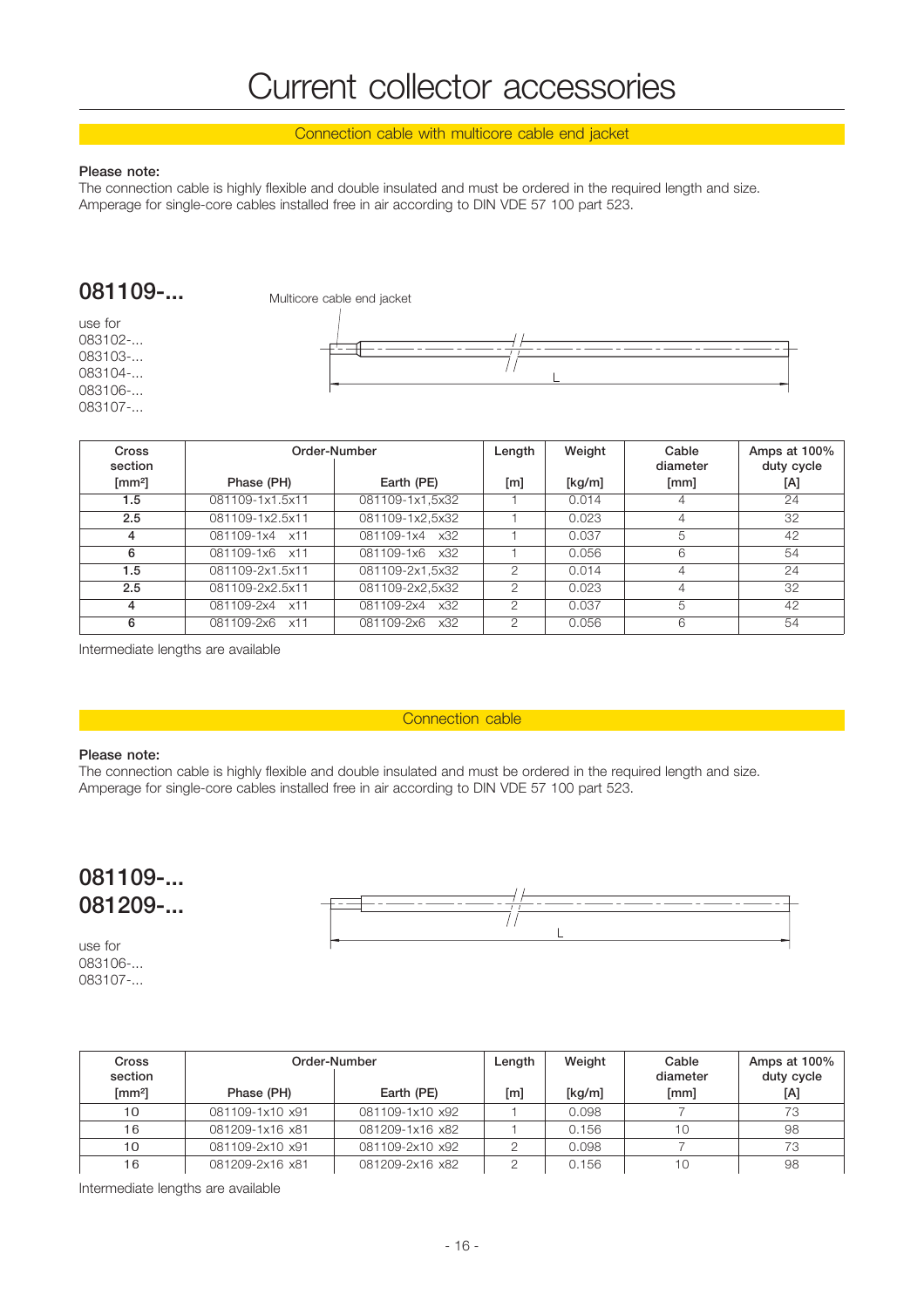# Current collector accessories

## Connection cable with multicore cable end jacket

**Please note:**
The connection cable is highly flexible and double insulated and must be ordered in the required length and size.
Amperage for single-core cables installed free in air according to DIN VDE 57 100 part 523.

### 081109-...

use for
083102-...
083103-...
083104-...
083106-...
083107-...

Multicore cable end jacket

L

| Cross section [mm²] | Order-Number | | Length [m] | Weight [kg/m] | Cable diameter [mm] | Amps at 100% duty cycle [A] |
|---|---|---|---|---|---|---|
| | Phase (PH) | Earth (PE) | | | | |
| **1.5** | 081109-1x1.5x11 | 081109-1x1,5x32 | 1 | 0.014 | 4 | 24 |
| **2.5** | 081109-1x2.5x11 | 081109-1x2,5x32 | 1 | 0.023 | 4 | 32 |
| **4** | 081109-1x4 x11 | 081109-1x4 x32 | 1 | 0.037 | 5 | 42 |
| **6** | 081109-1x6 x11 | 081109-1x6 x32 | 1 | 0.056 | 6 | 54 |
| **1.5** | 081109-2x1.5x11 | 081109-2x1,5x32 | 2 | 0.014 | 4 | 24 |
| **2.5** | 081109-2x2.5x11 | 081109-2x2,5x32 | 2 | 0.023 | 4 | 32 |
| **4** | 081109-2x4 x11 | 081109-2x4 x32 | 2 | 0.037 | 5 | 42 |
| **6** | 081109-2x6 x11 | 081109-2x6 x32 | 2 | 0.056 | 6 | 54 |

Intermediate lengths are available

## Connection cable

**Please note:**
The connection cable is highly flexible and double insulated and must be ordered in the required length and size.
Amperage for single-core cables installed free in air according to DIN VDE 57 100 part 523.

### 081109-...
### 081209-...

use for
083106-...
083107-...

L

| Cross section [mm²] | Order-Number | | Length [m] | Weight [kg/m] | Cable diameter [mm] | Amps at 100% duty cycle [A] |
|---|---|---|---|---|---|---|
| | Phase (PH) | Earth (PE) | | | | |
| 10 | 081109-1x10 x91 | 081109-1x10 x92 | 1 | 0.098 | 7 | 73 |
| 16 | 081209-1x16 x81 | 081209-1x16 x82 | 1 | 0.156 | 10 | 98 |
| 10 | 081109-2x10 x91 | 081109-2x10 x92 | 2 | 0.098 | 7 | 73 |
| 16 | 081209-2x16 x81 | 081209-2x16 x82 | 2 | 0.156 | 10 | 98 |

Intermediate lengths are available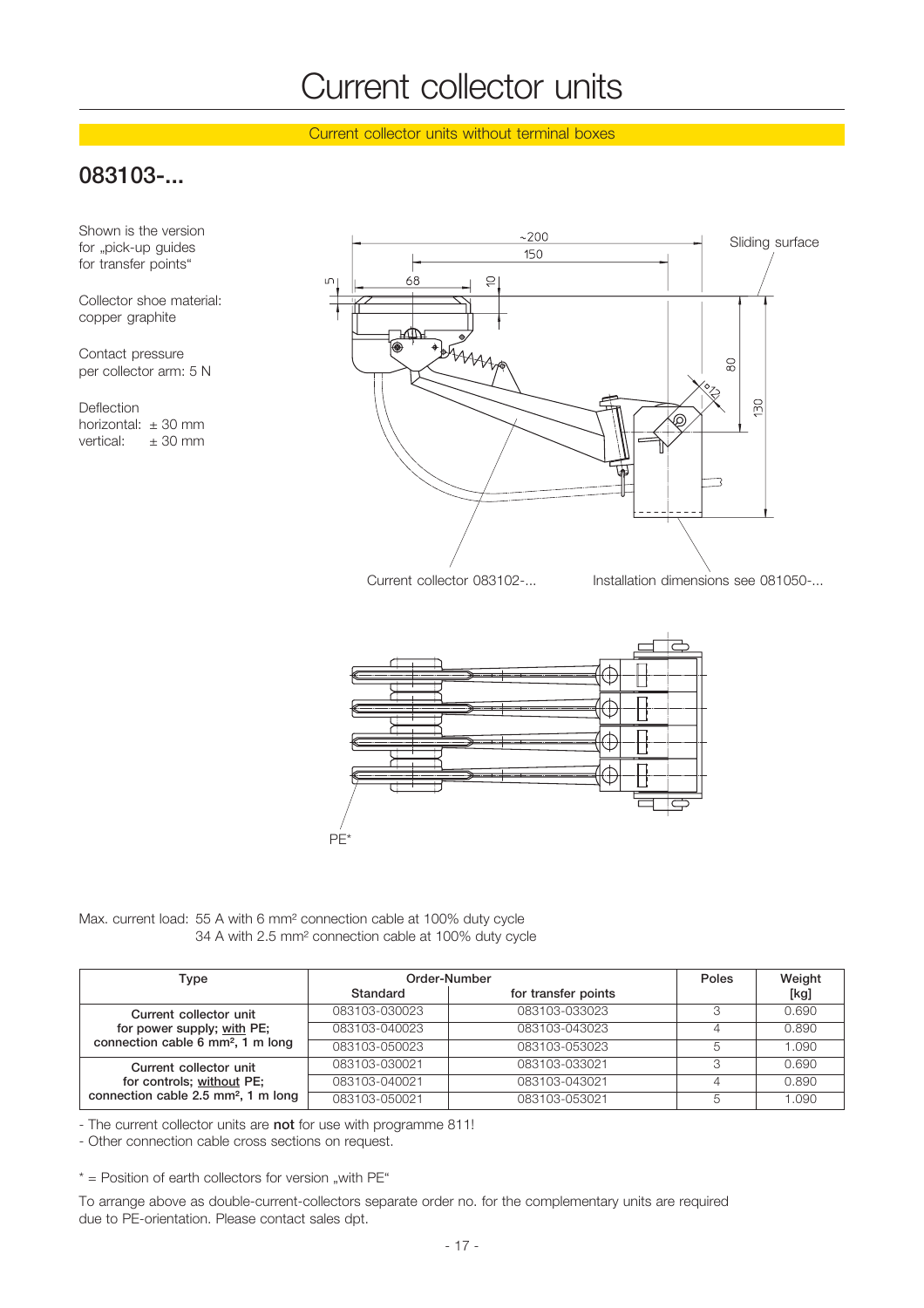# Current collector units

Current collector units without terminal boxes

## 083103-...

Shown is the version for „pick-up guides for transfer points"

Collector shoe material: copper graphite

Contact pressure per collector arm: 5 N

Deflection
horizontal: ± 30 mm
vertical: ± 30 mm

Sliding surface

Current collector 083102-...

Installation dimensions see 081050-...

PE*

Max. current load: 55 A with 6 mm² connection cable at 100% duty cycle
34 A with 2.5 mm² connection cable at 100% duty cycle

| Type | Order-Number | | Poles | Weight |
|---|---|---|---|---|
| | Standard | for transfer points | | [kg] |
| **Current collector unit for power supply; with PE; connection cable 6 mm², 1 m long** | 083103-030023 | 083103-033023 | 3 | 0.690 |
| | 083103-040023 | 083103-043023 | 4 | 0.890 |
| | 083103-050023 | 083103-053023 | 5 | 1.090 |
| **Current collector unit for controls; without PE; connection cable 2.5 mm², 1 m long** | 083103-030021 | 083103-033021 | 3 | 0.690 |
| | 083103-040021 | 083103-043021 | 4 | 0.890 |
| | 083103-050021 | 083103-053021 | 5 | 1.090 |

- The current collector units are **not** for use with programme 811!
- Other connection cable cross sections on request.

* = Position of earth collectors for version „with PE"

To arrange above as double-current-collectors separate order no. for the complementary units are required due to PE-orientation. Please contact sales dpt.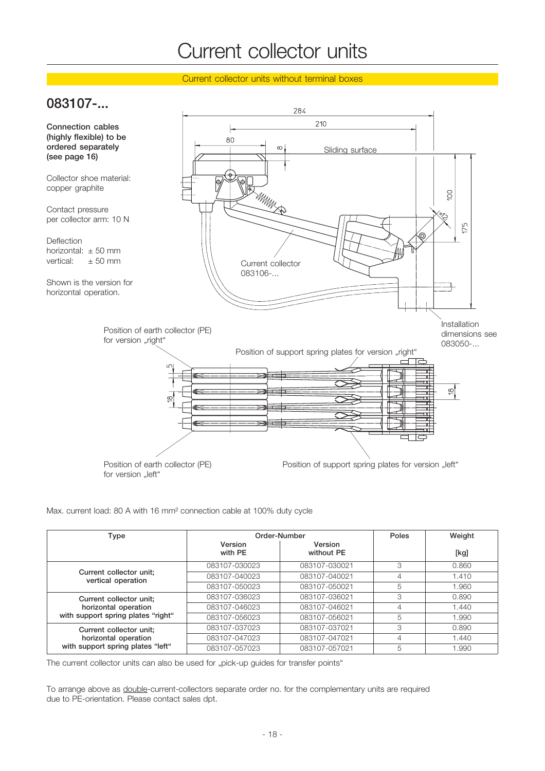# Current collector units

Current collector units without terminal boxes

## 083107-...

**Connection cables (highly flexible) to be ordered separately (see page 16)**

Collector shoe material: copper graphite

Contact pressure per collector arm: 10 N

Deflection
horizontal: ± 50 mm
vertical: ± 50 mm

Shown is the version for horizontal operation.

Max. current load: 80 A with 16 mm² connection cable at 100% duty cycle

| Type | Order-Number | | Poles | Weight |
|---|---|---|---|---|
| | Version with PE | Version without PE | | [kg] |
| Current collector unit; vertical operation | 083107-030023 | 083107-030021 | 3 | 0.860 |
| | 083107-040023 | 083107-040021 | 4 | 1.410 |
| | 083107-050023 | 083107-050021 | 5 | 1.960 |
| Current collector unit; horizontal operation with support spring plates "right" | 083107-036023 | 083107-036021 | 3 | 0.890 |
| | 083107-046023 | 083107-046021 | 4 | 1.440 |
| | 083107-056023 | 083107-056021 | 5 | 1.990 |
| Current collector unit; horizontal operation with support spring plates "left" | 083107-037023 | 083107-037021 | 3 | 0.890 |
| | 083107-047023 | 083107-047021 | 4 | 1.440 |
| | 083107-057023 | 083107-057021 | 5 | 1.990 |

The current collector units can also be used for „pick-up guides for transfer points"

To arrange above as double-current-collectors separate order no. for the complementary units are required due to PE-orientation. Please contact sales dpt.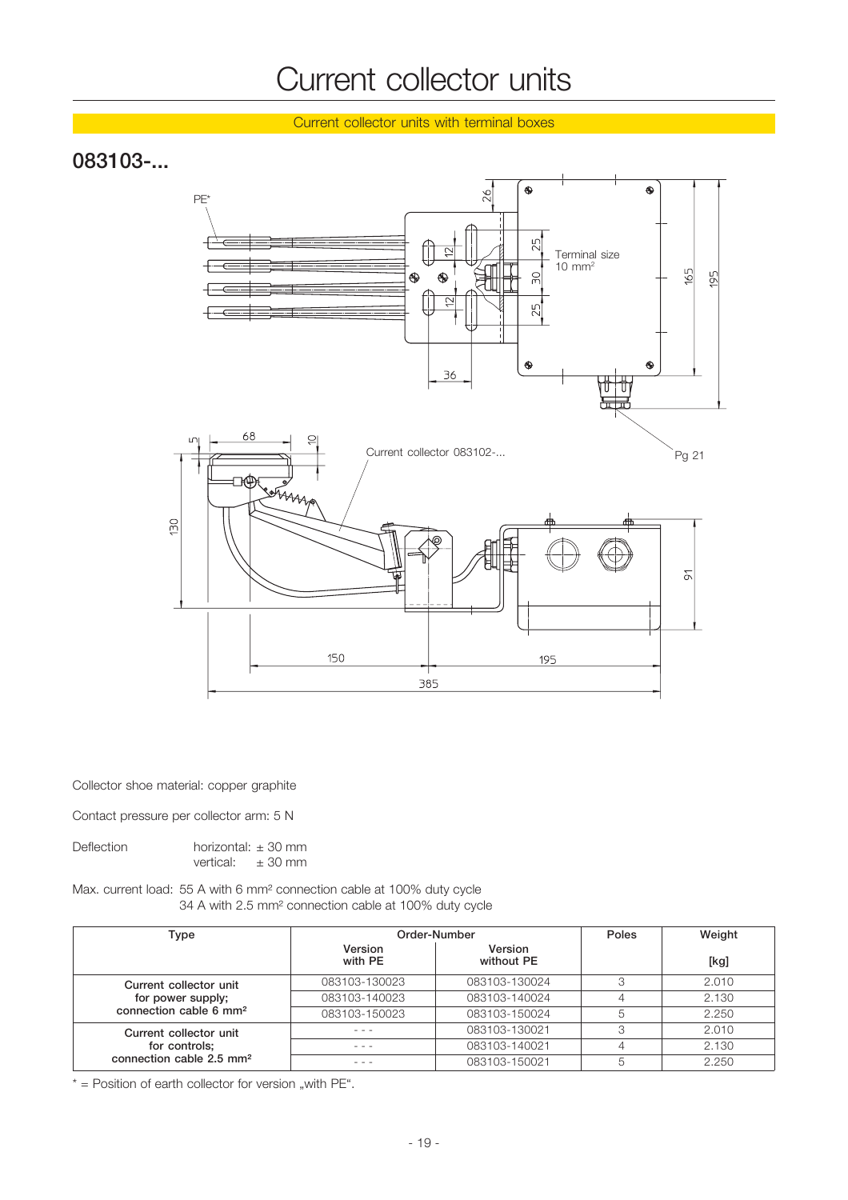# Current collector units

Current collector units with terminal boxes

## 083103-...

Collector shoe material: copper graphite

Contact pressure per collector arm: 5 N

Deflection horizontal: ± 30 mm
vertical: ± 30 mm

Max. current load: 55 A with 6 mm² connection cable at 100% duty cycle
34 A with 2.5 mm² connection cable at 100% duty cycle

| Type | Order-Number | | Poles | Weight |
|---|---|---|---|---|
| | Version with PE | Version without PE | | [kg] |
| Current collector unit for power supply; connection cable 6 mm² | 083103-130023 | 083103-130024 | 3 | 2.010 |
| | 083103-140023 | 083103-140024 | 4 | 2.130 |
| | 083103-150023 | 083103-150024 | 5 | 2.250 |
| Current collector unit for controls; connection cable 2.5 mm² | - - - | 083103-130021 | 3 | 2.010 |
| | - - - | 083103-140021 | 4 | 2.130 |
| | - - - | 083103-150021 | 5 | 2.250 |

* = Position of earth collector for version „with PE“.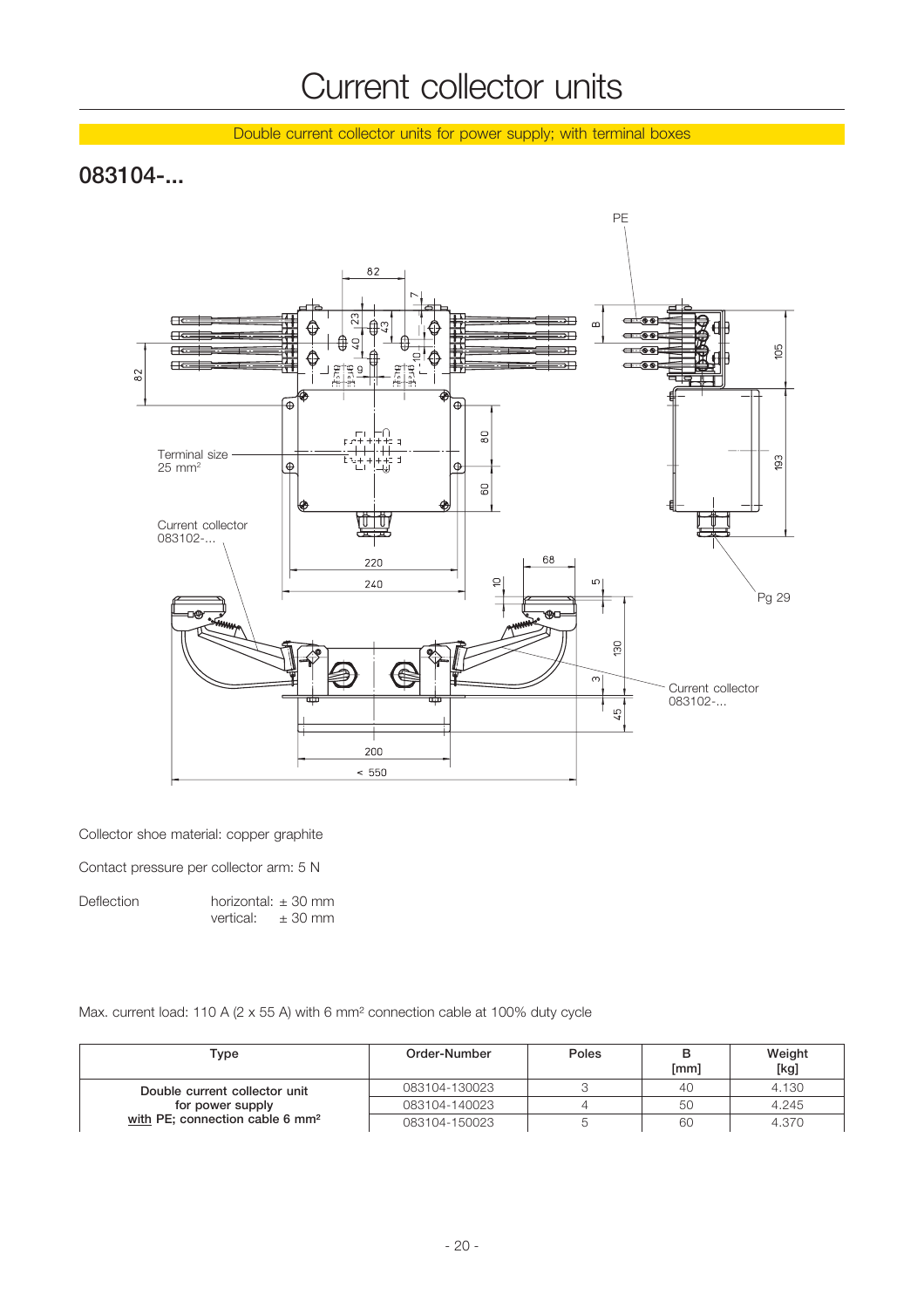# Current collector units

Double current collector units for power supply; with terminal boxes

## 083104-...

Collector shoe material: copper graphite

Contact pressure per collector arm: 5 N

Deflection horizontal: ± 30 mm
vertical: ± 30 mm

Max. current load: 110 A (2 x 55 A) with 6 mm² connection cable at 100% duty cycle

| Type | Order-Number | Poles | B [mm] | Weight [kg] |
|---|---|---|---|---|
| Double current collector unit for power supply with PE; connection cable 6 mm² | 083104-130023 | 3 | 40 | 4.130 |
| | 083104-140023 | 4 | 50 | 4.245 |
| | 083104-150023 | 5 | 60 | 4.370 |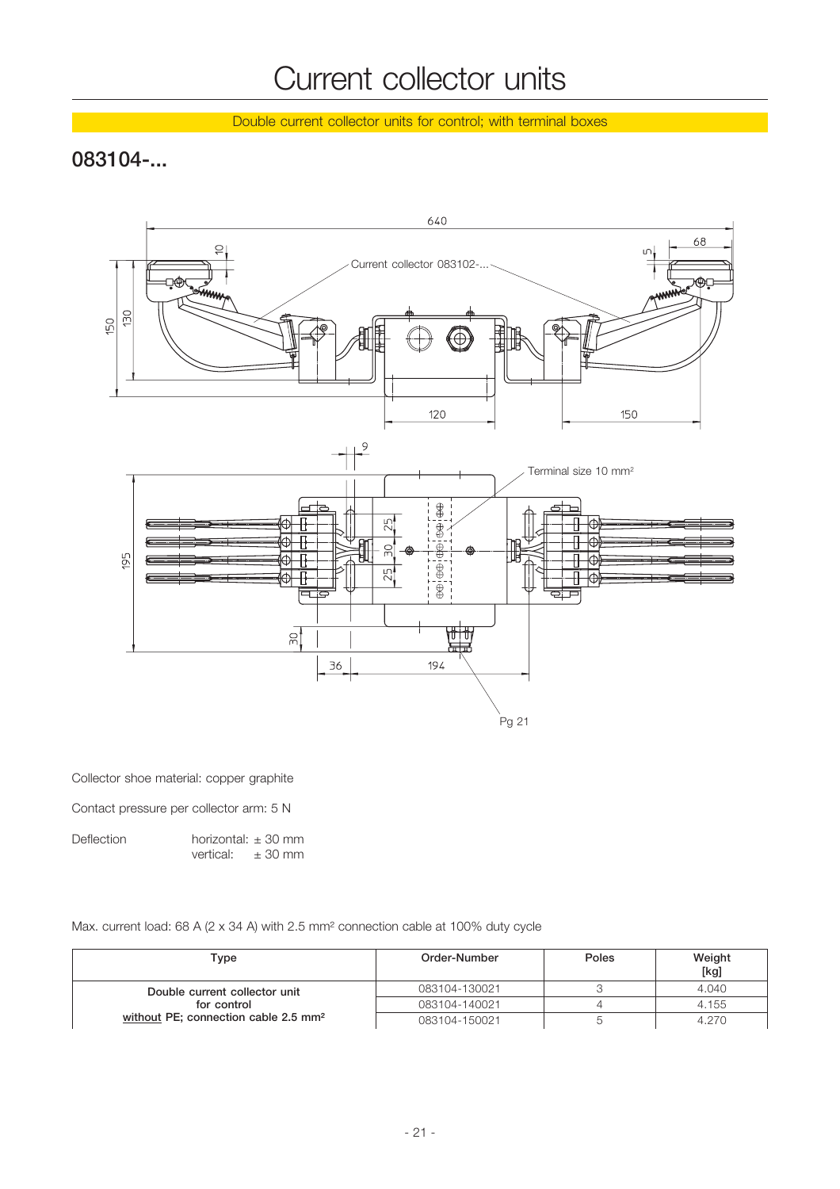# Current collector units

Double current collector units for control; with terminal boxes

## 083104-...

Collector shoe material: copper graphite

Contact pressure per collector arm: 5 N

Deflection horizontal: ± 30 mm
vertical: ± 30 mm

Max. current load: 68 A (2 x 34 A) with 2.5 mm² connection cable at 100% duty cycle

| Type | Order-Number | Poles | Weight [kg] |
|---|---|---|---|
| Double current collector unit for control without PE; connection cable 2.5 mm² | 083104-130021 | 3 | 4.040 |
| | 083104-140021 | 4 | 4.155 |
| | 083104-150021 | 5 | 4.270 |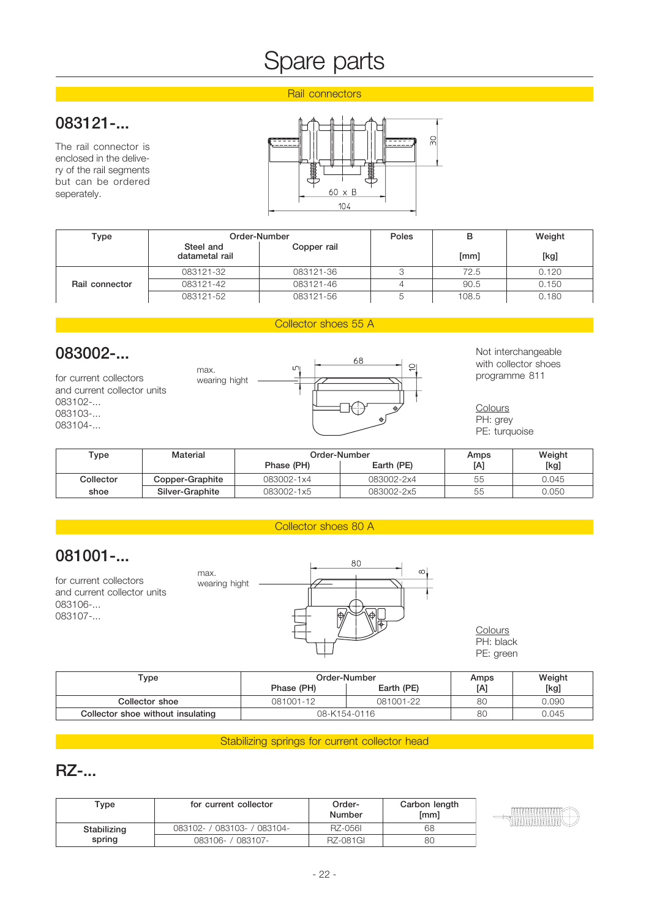# Spare parts

## Rail connectors

### 083121-...

The rail connector is enclosed in the delivery of the rail segments but can be ordered seperately.

| Type | Order-Number | | Poles | B | Weight |
|---|---|---|---|---|---|
| | Steel and datametal rail | Copper rail | | [mm] | [kg] |
| Rail connector | 083121-32 | 083121-36 | 3 | 72.5 | 0.120 |
| | 083121-42 | 083121-46 | 4 | 90.5 | 0.150 |
| | 083121-52 | 083121-56 | 5 | 108.5 | 0.180 |

## Collector shoes 55 A

### 083002-...

for current collectors and current collector units
083102-...
083103-...
083104-...

Not interchangeable with collector shoes programme 811

Colours
PH: grey
PE: turquoise

| Type | Material | Order-Number | | Amps | Weight |
|---|---|---|---|---|---|
| | | Phase (PH) | Earth (PE) | [A] | [kg] |
| Collector shoe | Copper-Graphite | 083002-1x4 | 083002-2x4 | 55 | 0.045 |
| | Silver-Graphite | 083002-1x5 | 083002-2x5 | 55 | 0.050 |

## Collector shoes 80 A

### 081001-...

for current collectors and current collector units
083106-...
083107-...

Colours
PH: black
PE: green

| Type | Order-Number | | Amps | Weight |
|---|---|---|---|---|
| | Phase (PH) | Earth (PE) | [A] | [kg] |
| Collector shoe | 081001-12 | 081001-22 | 80 | 0.090 |
| Collector shoe without insulating | 08-K154-0116 | | 80 | 0.045 |

## Stabilizing springs for current collector head

### RZ-...

| Type | for current collector | Order-Number | Carbon length [mm] |
|---|---|---|---|
| Stabilizing spring | 083102- / 083103- / 083104- | RZ-056I | 68 |
| | 083106- / 083107- | RZ-081GI | 80 |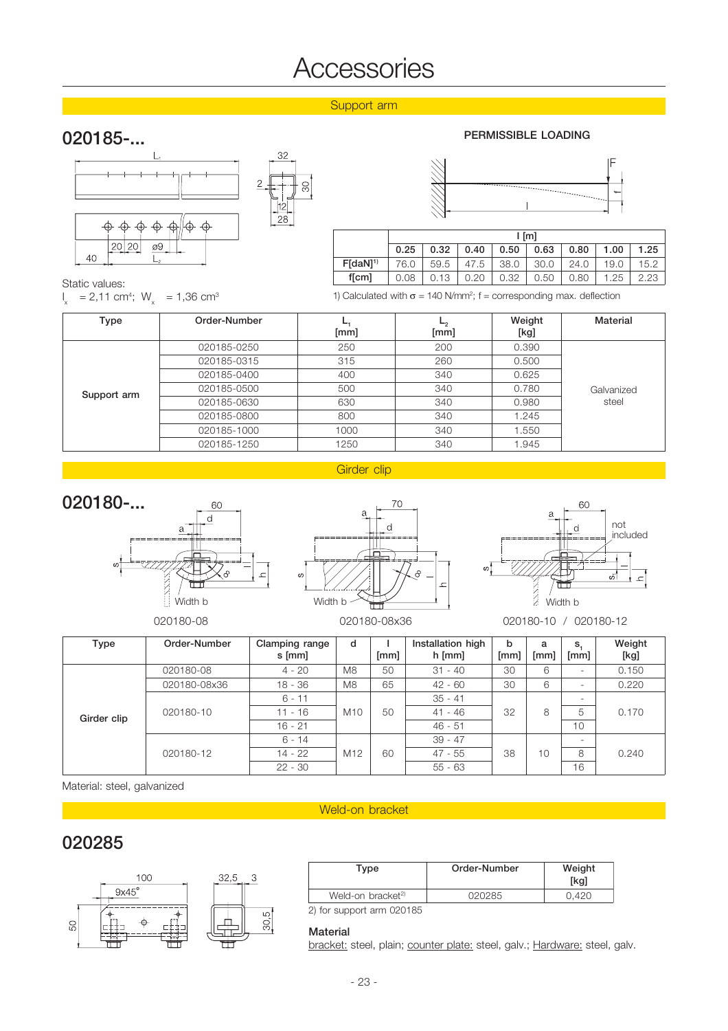# Accessories

## Support arm

## 020185-...

Static values:
$I_x$ = 2,11 cm⁴; $W_x$ = 1,36 cm³

**PERMISSIBLE LOADING**

| | l [m] | | | | | | | |
|---|---|---|---|---|---|---|---|---|
| | **0.25** | **0.32** | **0.40** | **0.50** | **0.63** | **0.80** | **1.00** | **1.25** |
| **F[daN]**[1] | 76.0 | 59.5 | 47.5 | 38.0 | 30.0 | 24.0 | 19.0 | 15.2 |
| **f[cm]** | 0.08 | 0.13 | 0.20 | 0.32 | 0.50 | 0.80 | 1.25 | 2.23 |

1) Calculated with σ = 140 N/mm²; f = corresponding max. deflection

| Type | Order-Number | $L_1$ [mm] | $L_2$ [mm] | Weight [kg] | Material |
|---|---|---|---|---|---|
| Support arm | 020185-0250 | 250 | 200 | 0.390 | Galvanized steel |
| | 020185-0315 | 315 | 260 | 0.500 | |
| | 020185-0400 | 400 | 340 | 0.625 | |
| | 020185-0500 | 500 | 340 | 0.780 | |
| | 020185-0630 | 630 | 340 | 0.980 | |
| | 020185-0800 | 800 | 340 | 1.245 | |
| | 020185-1000 | 1000 | 340 | 1.550 | |
| | 020185-1250 | 1250 | 340 | 1.945 | |

## Girder clip

## 020180-...

020180-08 020180-08x36 020180-10 / 020180-12

| Type | Order-Number | Clamping range s [mm] | d | l [mm] | Installation high h [mm] | b [mm] | a [mm] | $s_1$ [mm] | Weight [kg] |
|---|---|---|---|---|---|---|---|---|---|
| Girder clip | 020180-08 | 4 - 20 | M8 | 50 | 31 - 40 | 30 | 6 | - | 0.150 |
| | 020180-08x36 | 18 - 36 | M8 | 65 | 42 - 60 | 30 | 6 | - | 0.220 |
| | 020180-10 | 6 - 11 | M10 | 50 | 35 - 41 | 32 | 8 | - | 0.170 |
| | | 11 - 16 | | | 41 - 46 | | | 5 | |
| | | 16 - 21 | | | 46 - 51 | | | 10 | |
| | 020180-12 | 6 - 14 | M12 | 60 | 39 - 47 | 38 | 10 | - | 0.240 |
| | | 14 - 22 | | | 47 - 55 | | | 8 | |
| | | 22 - 30 | | | 55 - 63 | | | 16 | |

Material: steel, galvanized

## Weld-on bracket

## 020285

| Type | Order-Number | Weight [kg] |
|---|---|---|
| Weld-on bracket[2] | 020285 | 0,420 |

2) for support arm 020185

**Material**

bracket: steel, plain; counter plate: steel, galv.; Hardware: steel, galv.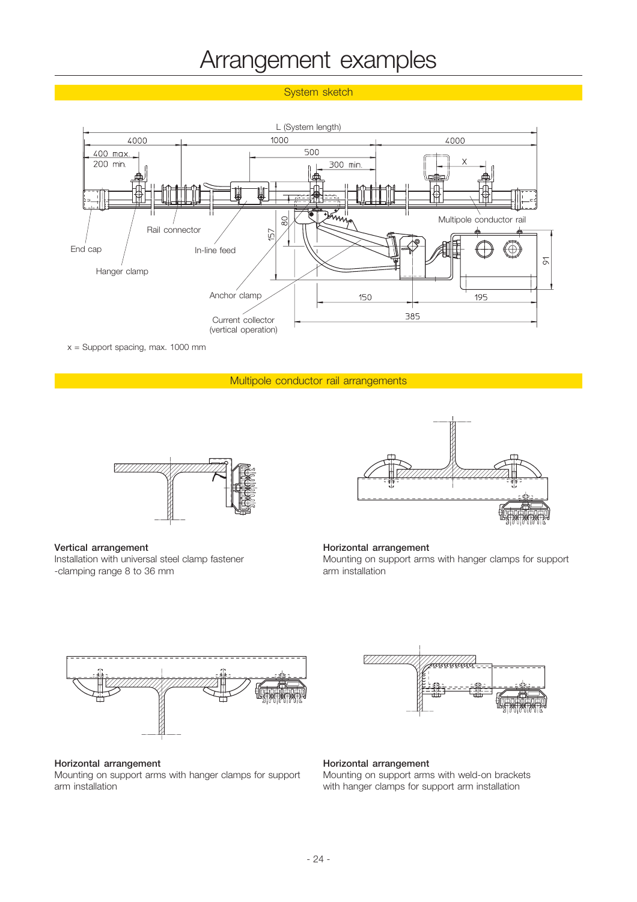# Arrangement examples

## System sketch

x = Support spacing, max. 1000 mm

## Multipole conductor rail arrangements

**Vertical arrangement**
Installation with universal steel clamp fastener -clamping range 8 to 36 mm

**Horizontal arrangement**
Mounting on support arms with hanger clamps for support arm installation

**Horizontal arrangement**
Mounting on support arms with hanger clamps for support arm installation

**Horizontal arrangement**
Mounting on support arms with weld-on brackets with hanger clamps for support arm installation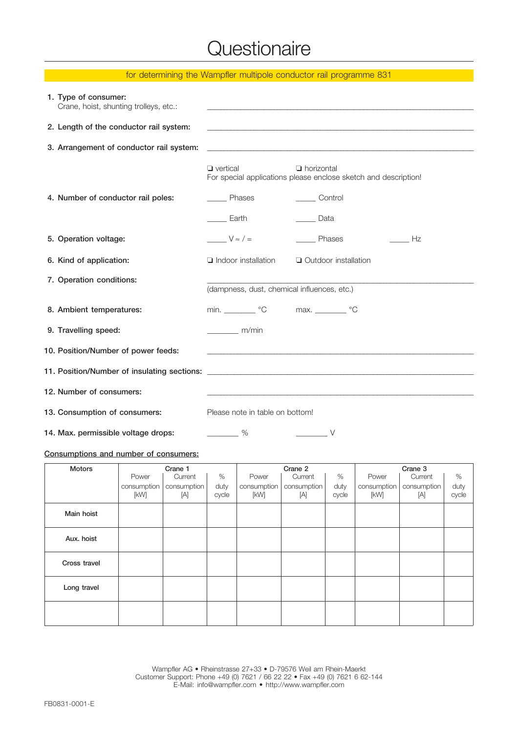# Questionaire

for determining the Wampfler multipole conductor rail programme 831

**1. Type of consumer:**
Crane, hoist, shunting trolleys, etc.: ______________________________

**2. Length of the conductor rail system:** ______________________________

**3. Arrangement of conductor rail system:** ______________________________

❑ vertical ❑ horizontal
For special applications please enclose sketch and description!

**4. Number of conductor rail poles:** _____ Phases _____ Control

_____ Earth _____ Data

**5. Operation voltage:** _____ V ≈ / = _____ Phases _____ Hz

**6. Kind of application:** ❑ Indoor installation ❑ Outdoor installation

**7. Operation conditions:** ______________________________
(dampness, dust, chemical influences, etc.)

**8. Ambient temperatures:** min. ________ °C max. ________ °C

**9. Travelling speed:** ________ m/min

**10. Position/Number of power feeds:** ______________________________

**11. Position/Number of insulating sections:** ______________________________

**12. Number of consumers:** ______________________________

**13. Consumption of consumers:** Please note in table on bottom!

**14. Max. permissible voltage drops:** ________ % ________ V

<u>Consumptions and number of consumers:</u>

| Motors | Crane 1 | | | Crane 2 | | | Crane 3 | | |
|---|---|---|---|---|---|---|---|---|---|
| | Power consumption [kW] | Current consumption [A] | % duty cycle | Power consumption [kW] | Current consumption [A] | % duty cycle | Power consumption [kW] | Current consumption [A] | % duty cycle |
| Main hoist | | | | | | | | | |
| Aux. hoist | | | | | | | | | |
| Cross travel | | | | | | | | | |
| Long travel | | | | | | | | | |
| | | | | | | | | | |

Wampfler AG • Rheinstrasse 27+33 • D-79576 Weil am Rhein-Maerkt
Customer Support: Phone +49 (0) 7621 / 66 22 22 • Fax +49 (0) 7621 6 62-144
E-Mail: info@wampfler.com • http://www.wampfler.com

FB0831-0001-E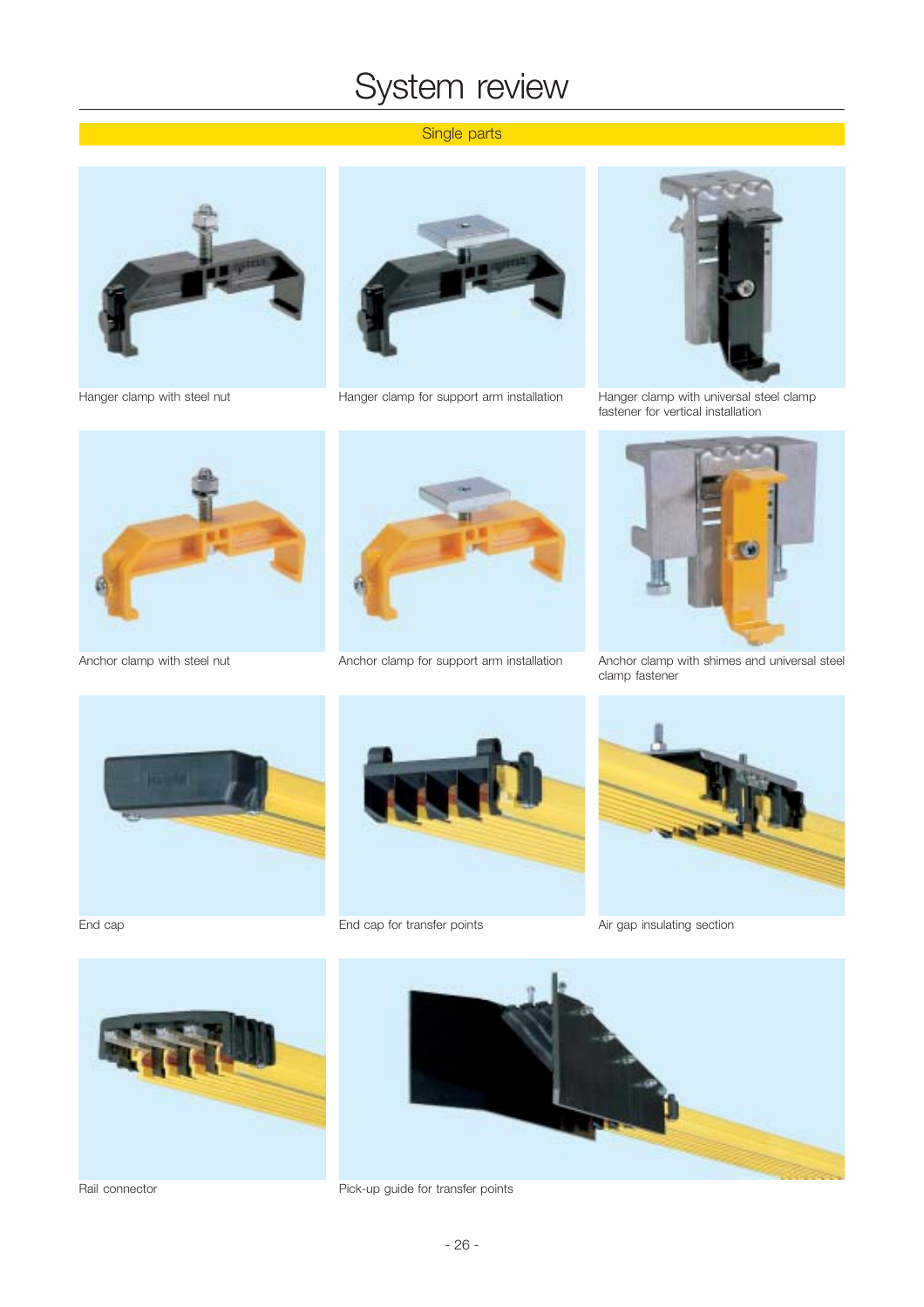# System review

## Single parts

Hanger clamp with steel nut

Hanger clamp for support arm installation

Hanger clamp with universal steel clamp fastener for vertical installation

Anchor clamp with steel nut

Anchor clamp for support arm installation

Anchor clamp with shimes and universal steel clamp fastener

End cap

End cap for transfer points

Air gap insulating section

Rail connector

Pick-up guide for transfer points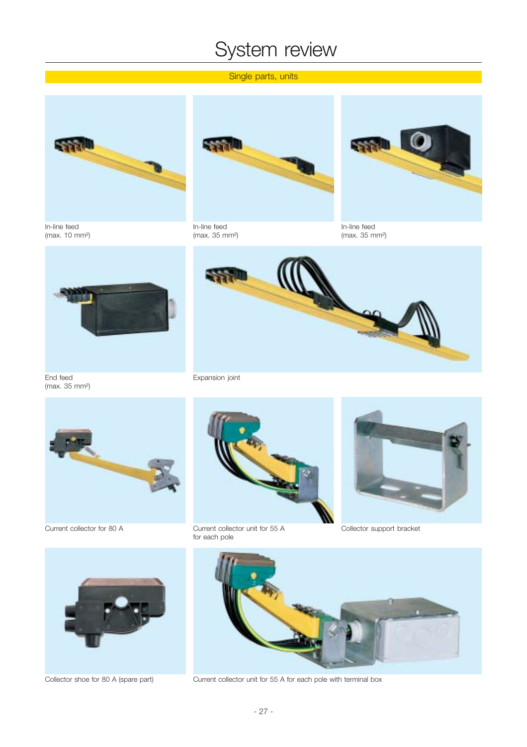# System review

## Single parts, units

In-line feed
(max. 10 mm²)

In-line feed
(max. 35 mm²)

In-line feed
(max. 35 mm²)

End feed
(max. 35 mm²)

Expansion joint

Current collector for 80 A

Current collector unit for 55 A
for each pole

Collector support bracket

Collector shoe for 80 A (spare part)

Current collector unit for 55 A for each pole with terminal box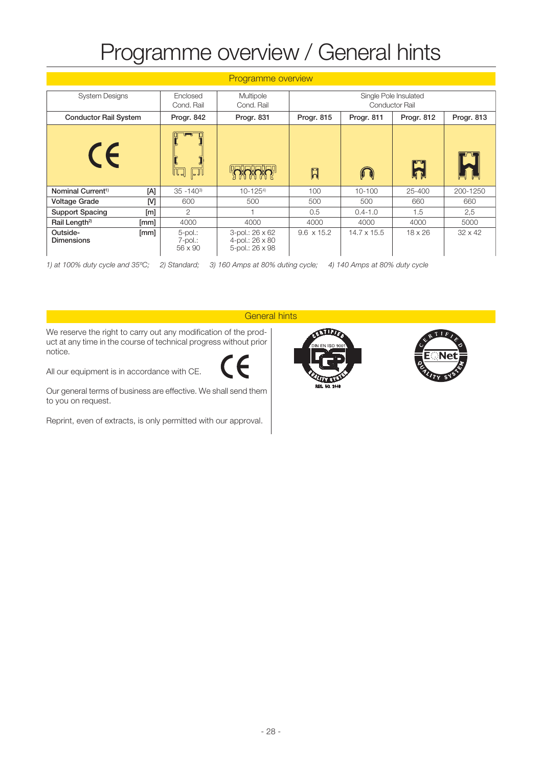# Programme overview / General hints

## Programme overview

| System Designs | | Enclosed Cond. Rail | Multipole Cond. Rail | Single Pole Insulated Conductor Rail | | | |
|---|---|---|---|---|---|---|---|
| **Conductor Rail System** | | **Progr. 842** | **Progr. 831** | **Progr. 815** | **Progr. 811** | **Progr. 812** | **Progr. 813** |
| CE | | | | | | | |
| Nominal Current[1] | [A] | 35 -140[3] | 10-125[4] | 100 | 10-100 | 25-400 | 200-1250 |
| Voltage Grade | [V] | 600 | 500 | 500 | 500 | 660 | 660 |
| Support Spacing | [m] | 2 | 1 | 0.5 | 0.4-1.0 | 1.5 | 2,5 |
| Rail Length[2] | [mm] | 4000 | 4000 | 4000 | 4000 | 4000 | 5000 |
| Outside-Dimensions | [mm] | 5-pol.: 7-pol.: 56 x 90 | 3-pol.: 26 x 62 4-pol.: 26 x 80 5-pol.: 26 x 98 | 9.6 x 15.2 | 14.7 x 15.5 | 18 x 26 | 32 x 42 |

*1) at 100% duty cycle and 35ºC; 2) Standard; 3) 160 Amps at 80% duting cycle; 4) 140 Amps at 80% duty cycle*

## General hints

We reserve the right to carry out any modification of the product at any time in the course of technical progress without prior notice.

All our equipment is in accordance with CE.

Our general terms of business are effective. We shall send them to you on request.

Reprint, even of extracts, is only permitted with our approval.

CERTIFIED DIN EN ISO 9001 DQS QUALITY SYSTEM REG. NO. 2448

CERTIFIED IQNet QUALITY SYSTEM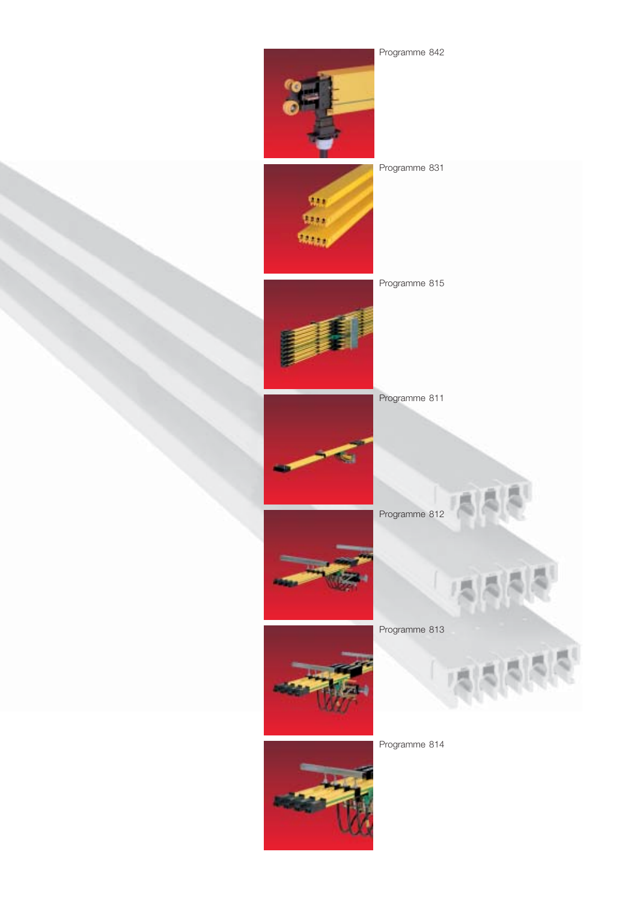Programme 842

Programme 831

Programme 815

Programme 811

Programme 812

Programme 813

Programme 814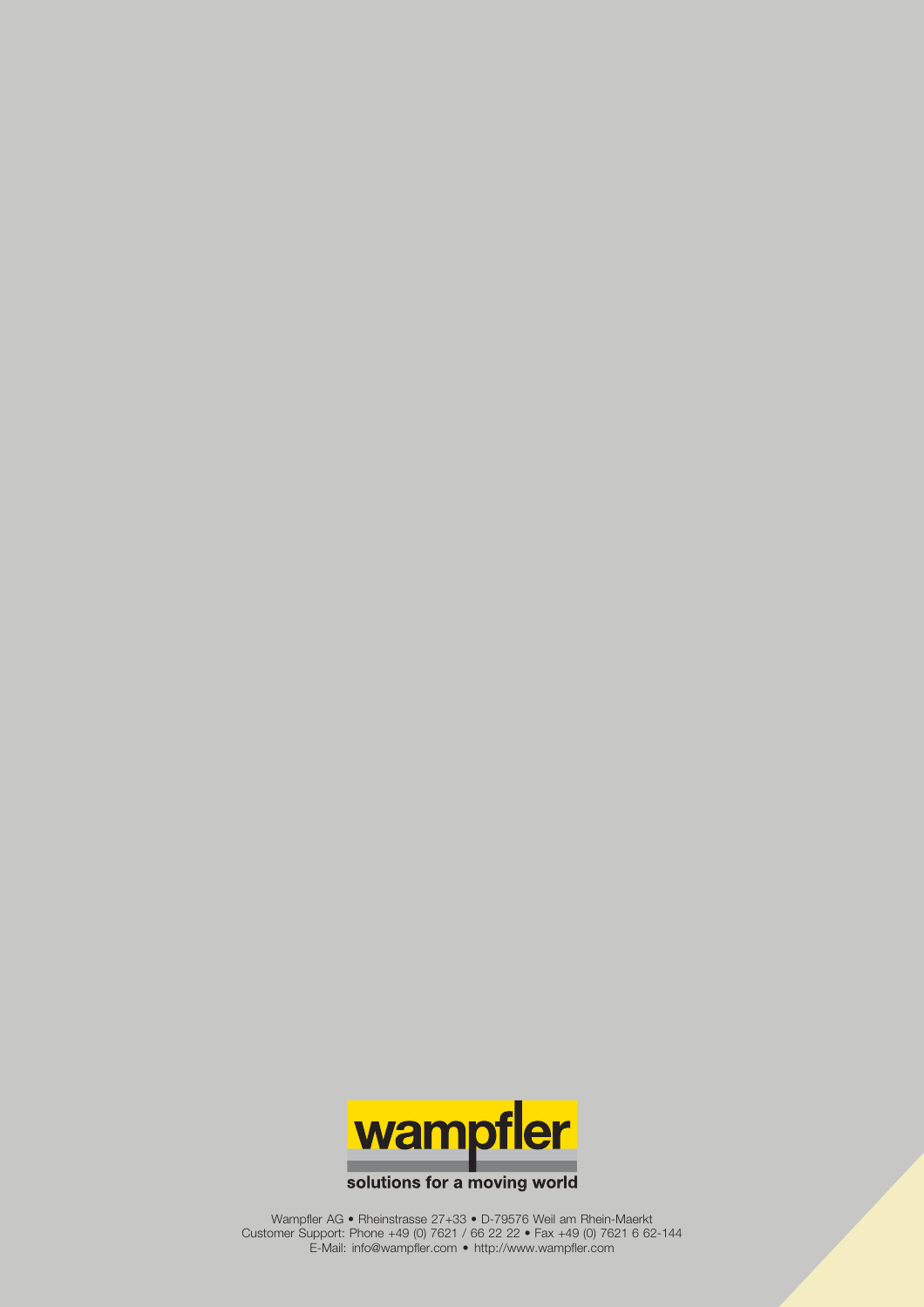wampfler

solutions for a moving world

Wampfler AG • Rheinstrasse 27+33 • D-79576 Weil am Rhein-Maerkt
Customer Support: Phone +49 (0) 7621 / 66 22 22 • Fax +49 (0) 7621 6 62-144
E-Mail: info@wampfler.com • http://www.wampfler.com